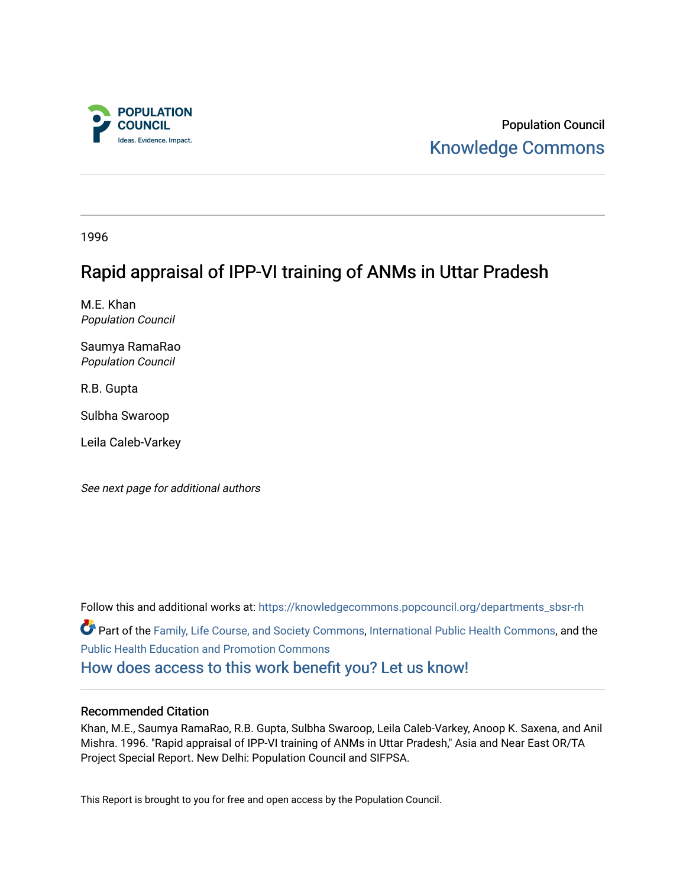Population Council

Knowledge Commons

1996

# Rapid appraisal of IPP-VI training of ANMs in Uttar Pradesh

M.E. Khan
*Population Council*

Saumya RamaRao
*Population Council*

R.B. Gupta

Sulbha Swaroop

Leila Caleb-Varkey

*See next page for additional authors*

Follow this and additional works at: https://knowledgecommons.popcouncil.org/departments_sbsr-rh

Part of the Family, Life Course, and Society Commons, International Public Health Commons, and the Public Health Education and Promotion Commons

How does access to this work benefit you? Let us know!

## Recommended Citation

Khan, M.E., Saumya RamaRao, R.B. Gupta, Sulbha Swaroop, Leila Caleb-Varkey, Anoop K. Saxena, and Anil Mishra. 1996. "Rapid appraisal of IPP-VI training of ANMs in Uttar Pradesh," Asia and Near East OR/TA Project Special Report. New Delhi: Population Council and SIFPSA.

This Report is brought to you for free and open access by the Population Council.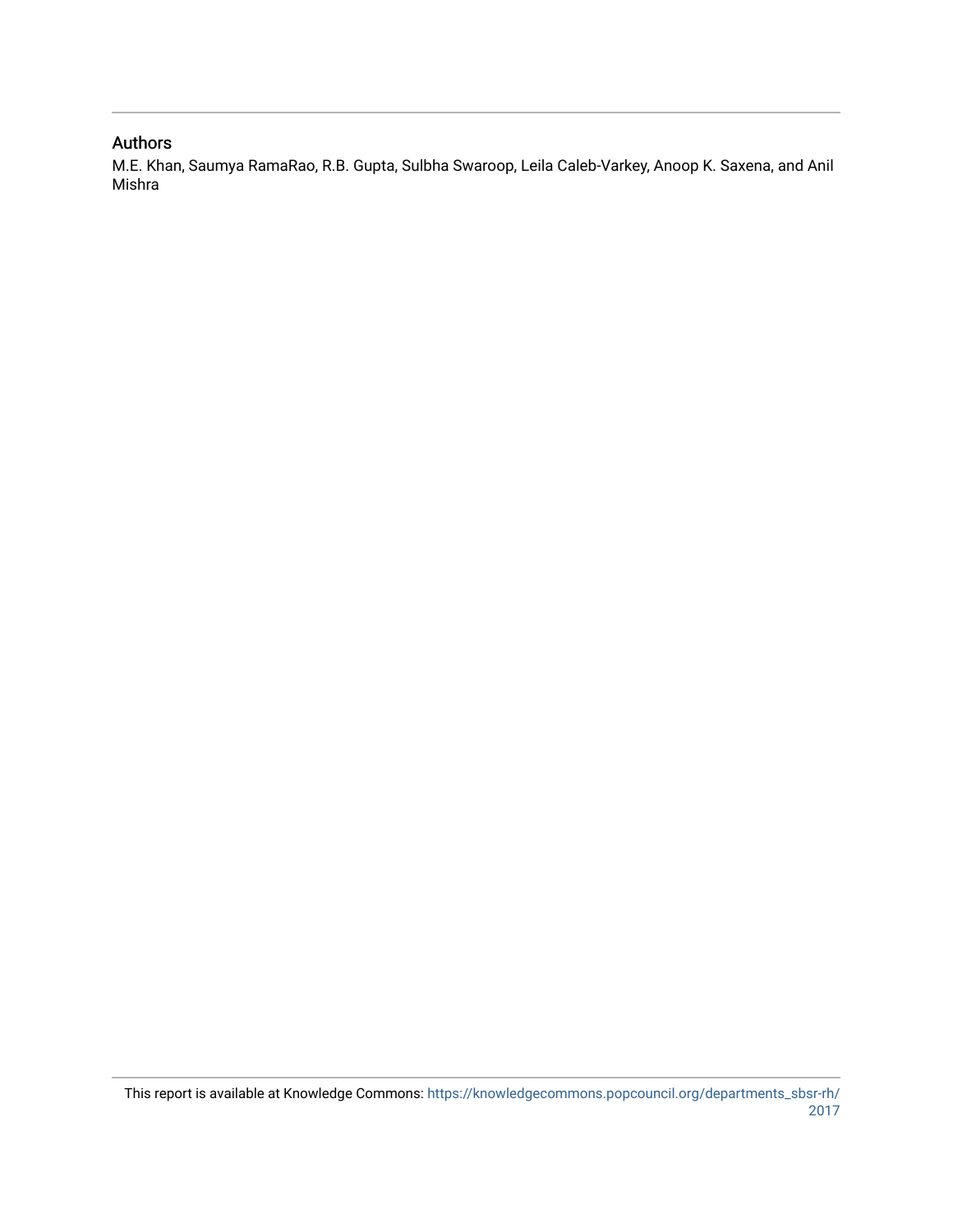## Authors

M.E. Khan, Saumya RamaRao, R.B. Gupta, Sulbha Swaroop, Leila Caleb-Varkey, Anoop K. Saxena, and Anil Mishra

This report is available at Knowledge Commons: https://knowledgecommons.popcouncil.org/departments_sbsr-rh/2017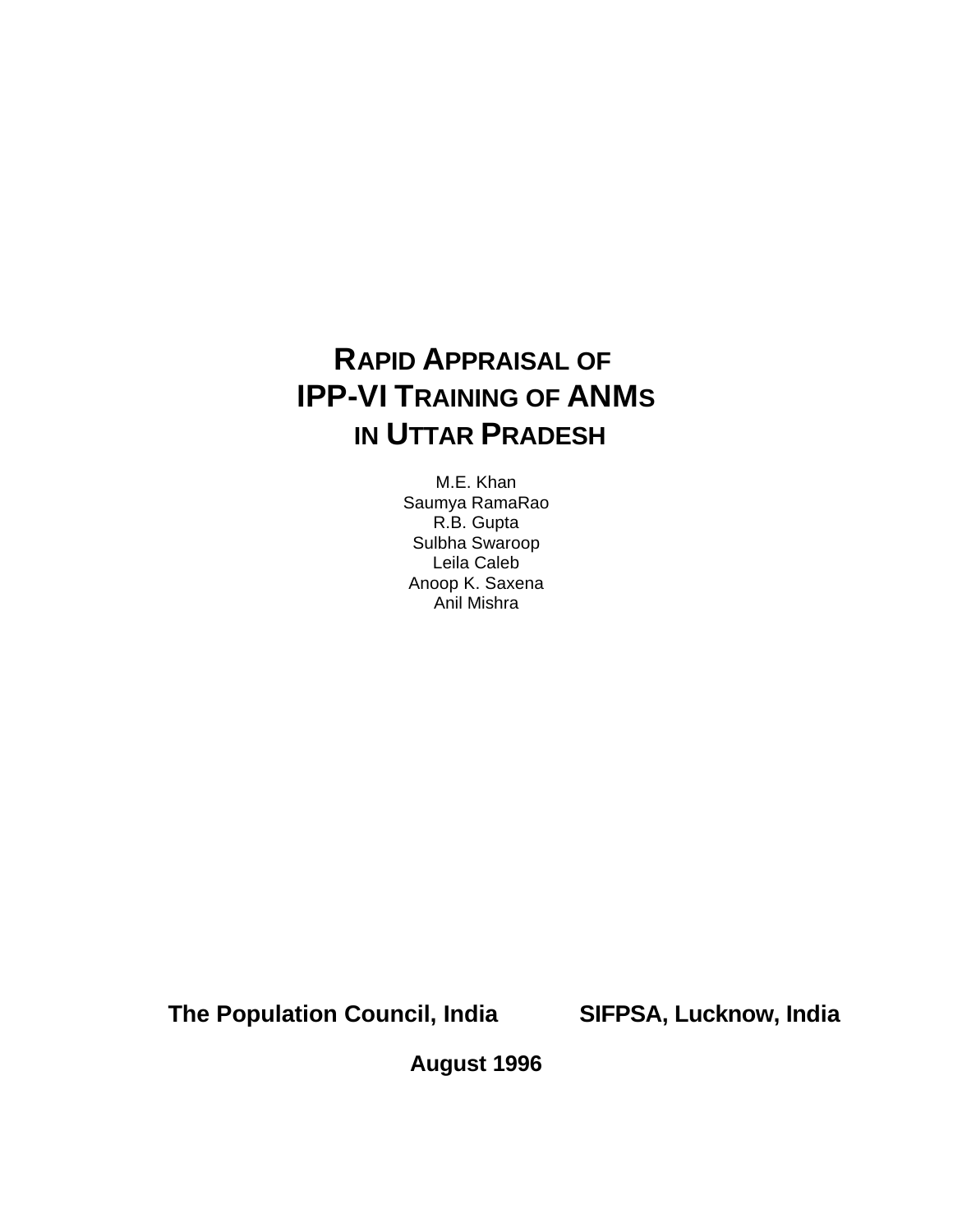# RAPID APPRAISAL OF IPP-VI TRAINING OF ANMS IN UTTAR PRADESH

M.E. Khan
Saumya RamaRao
R.B. Gupta
Sulbha Swaroop
Leila Caleb
Anoop K. Saxena
Anil Mishra

**The Population Council, India** **SIFPSA, Lucknow, India**

**August 1996**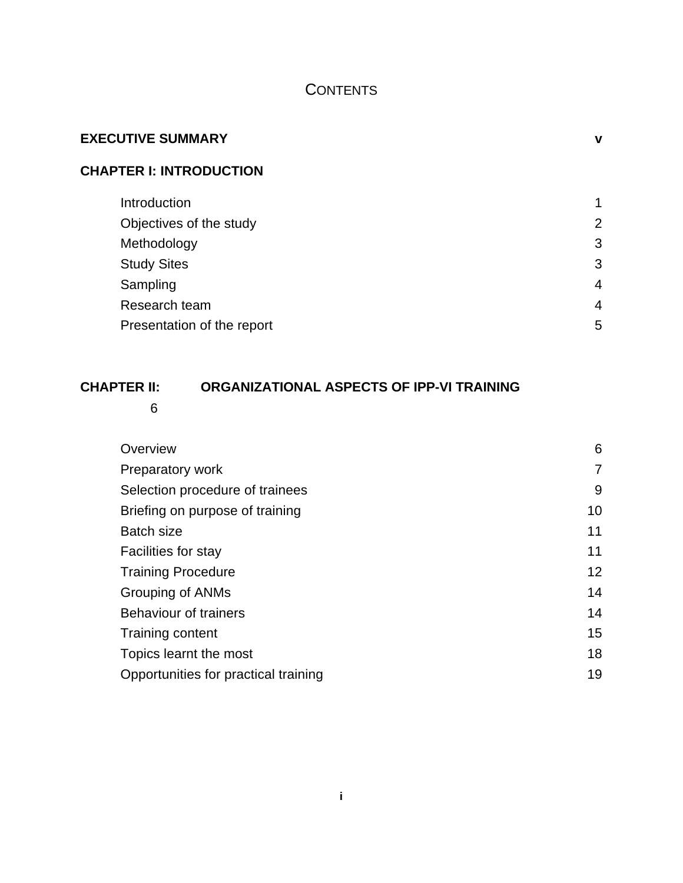# CONTENTS

| | |
|---|---|
| **EXECUTIVE SUMMARY** | **v** |
| **CHAPTER I: INTRODUCTION** | |
| Introduction | 1 |
| Objectives of the study | 2 |
| Methodology | 3 |
| Study Sites | 3 |
| Sampling | 4 |
| Research team | 4 |
| Presentation of the report | 5 |
| **CHAPTER II: ORGANIZATIONAL ASPECTS OF IPP-VI TRAINING** | 6 |
| Overview | 6 |
| Preparatory work | 7 |
| Selection procedure of trainees | 9 |
| Briefing on purpose of training | 10 |
| Batch size | 11 |
| Facilities for stay | 11 |
| Training Procedure | 12 |
| Grouping of ANMs | 14 |
| Behaviour of trainers | 14 |
| Training content | 15 |
| Topics learnt the most | 18 |
| Opportunities for practical training | 19 |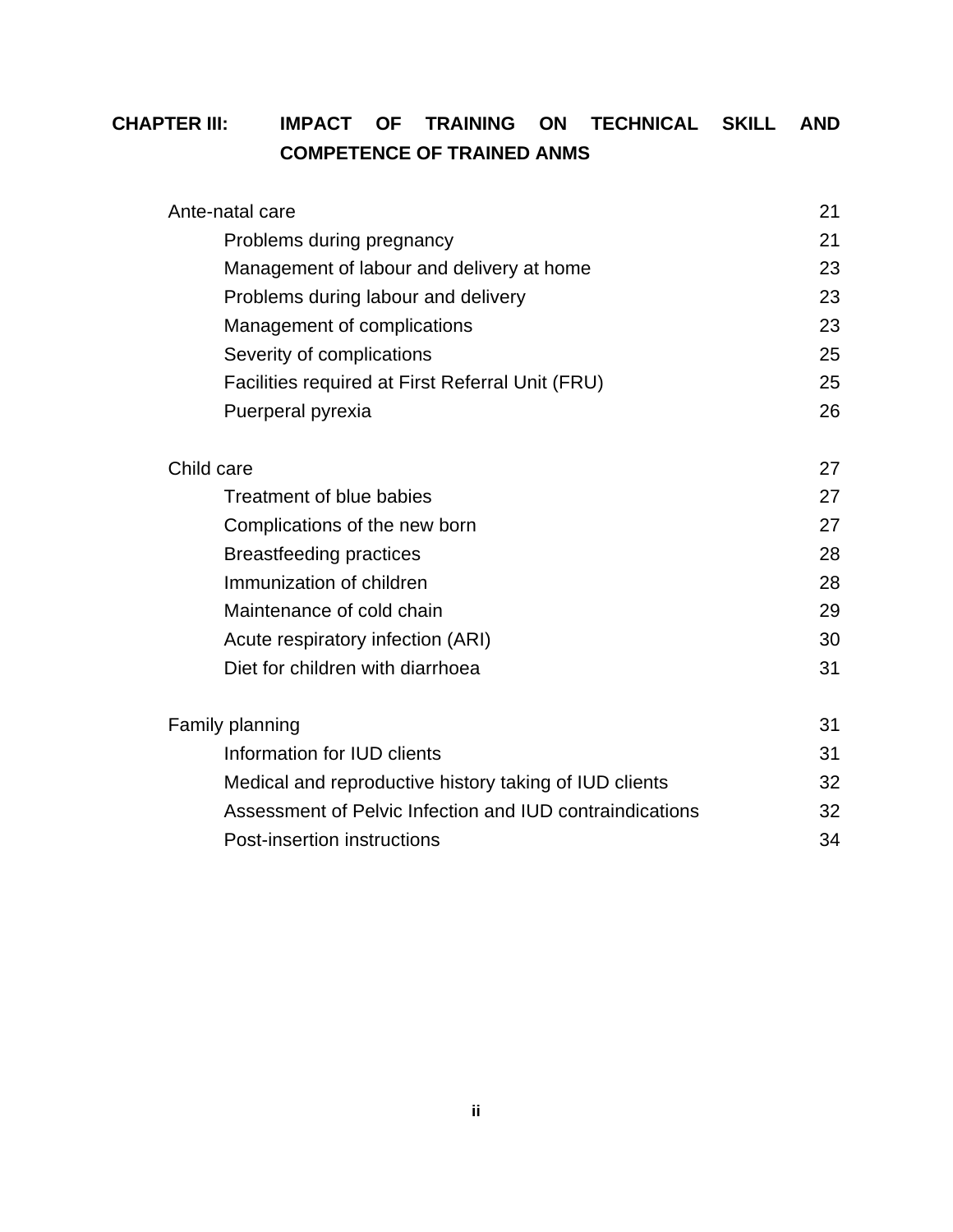**CHAPTER III: IMPACT OF TRAINING ON TECHNICAL SKILL AND COMPETENCE OF TRAINED ANMS**

| | |
|---|---|
| Ante-natal care | 21 |
| Problems during pregnancy | 21 |
| Management of labour and delivery at home | 23 |
| Problems during labour and delivery | 23 |
| Management of complications | 23 |
| Severity of complications | 25 |
| Facilities required at First Referral Unit (FRU) | 25 |
| Puerperal pyrexia | 26 |
| | |
| Child care | 27 |
| Treatment of blue babies | 27 |
| Complications of the new born | 27 |
| Breastfeeding practices | 28 |
| Immunization of children | 28 |
| Maintenance of cold chain | 29 |
| Acute respiratory infection (ARI) | 30 |
| Diet for children with diarrhoea | 31 |
| | |
| Family planning | 31 |
| Information for IUD clients | 31 |
| Medical and reproductive history taking of IUD clients | 32 |
| Assessment of Pelvic Infection and IUD contraindications | 32 |
| Post-insertion instructions | 34 |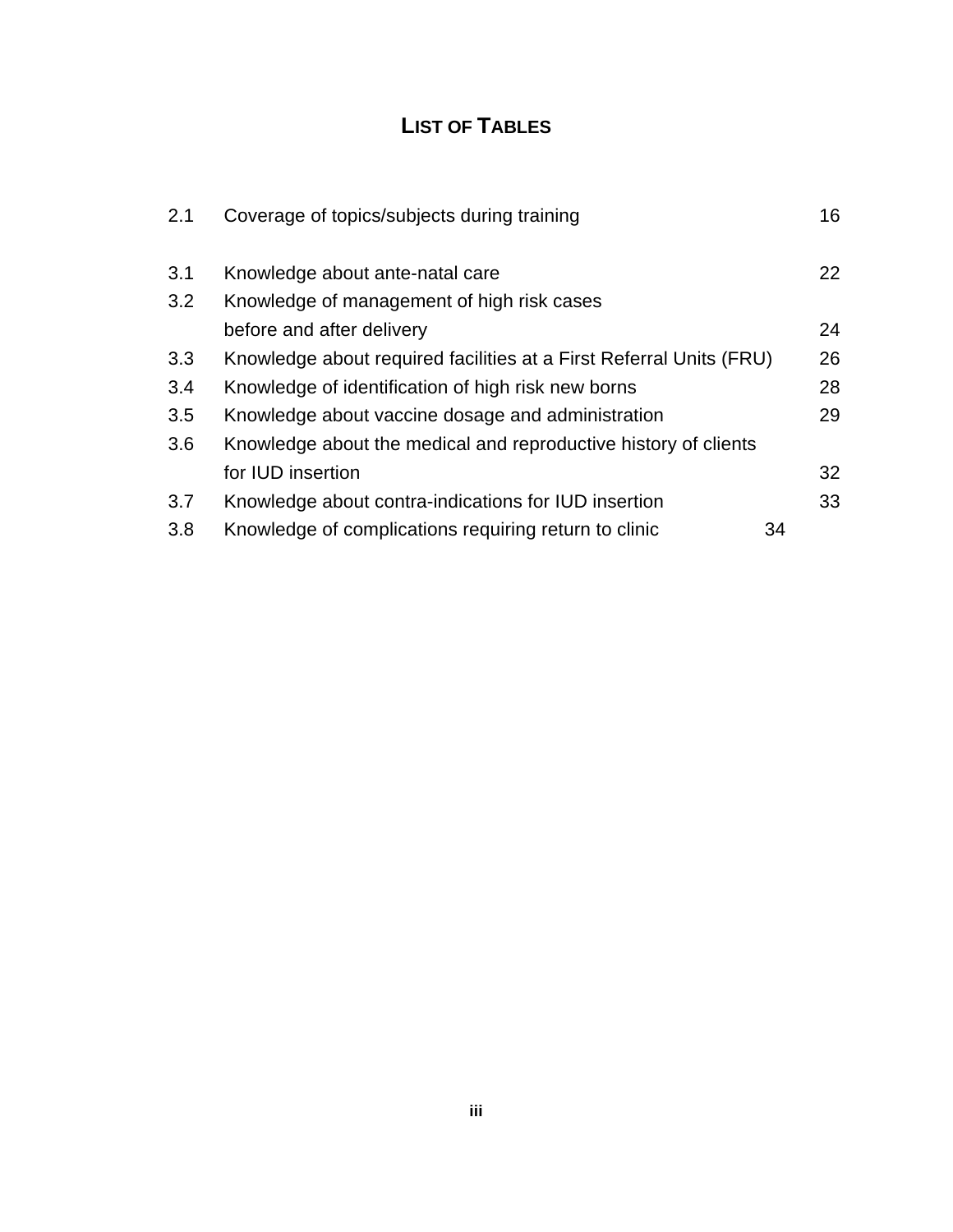# LIST OF TABLES

| | | |
|---|---|---|
| 2.1 | Coverage of topics/subjects during training | 16 |
| 3.1 | Knowledge about ante-natal care | 22 |
| 3.2 | Knowledge of management of high risk cases before and after delivery | 24 |
| 3.3 | Knowledge about required facilities at a First Referral Units (FRU) | 26 |
| 3.4 | Knowledge of identification of high risk new borns | 28 |
| 3.5 | Knowledge about vaccine dosage and administration | 29 |
| 3.6 | Knowledge about the medical and reproductive history of clients for IUD insertion | 32 |
| 3.7 | Knowledge about contra-indications for IUD insertion | 33 |
| 3.8 | Knowledge of complications requiring return to clinic | 34 |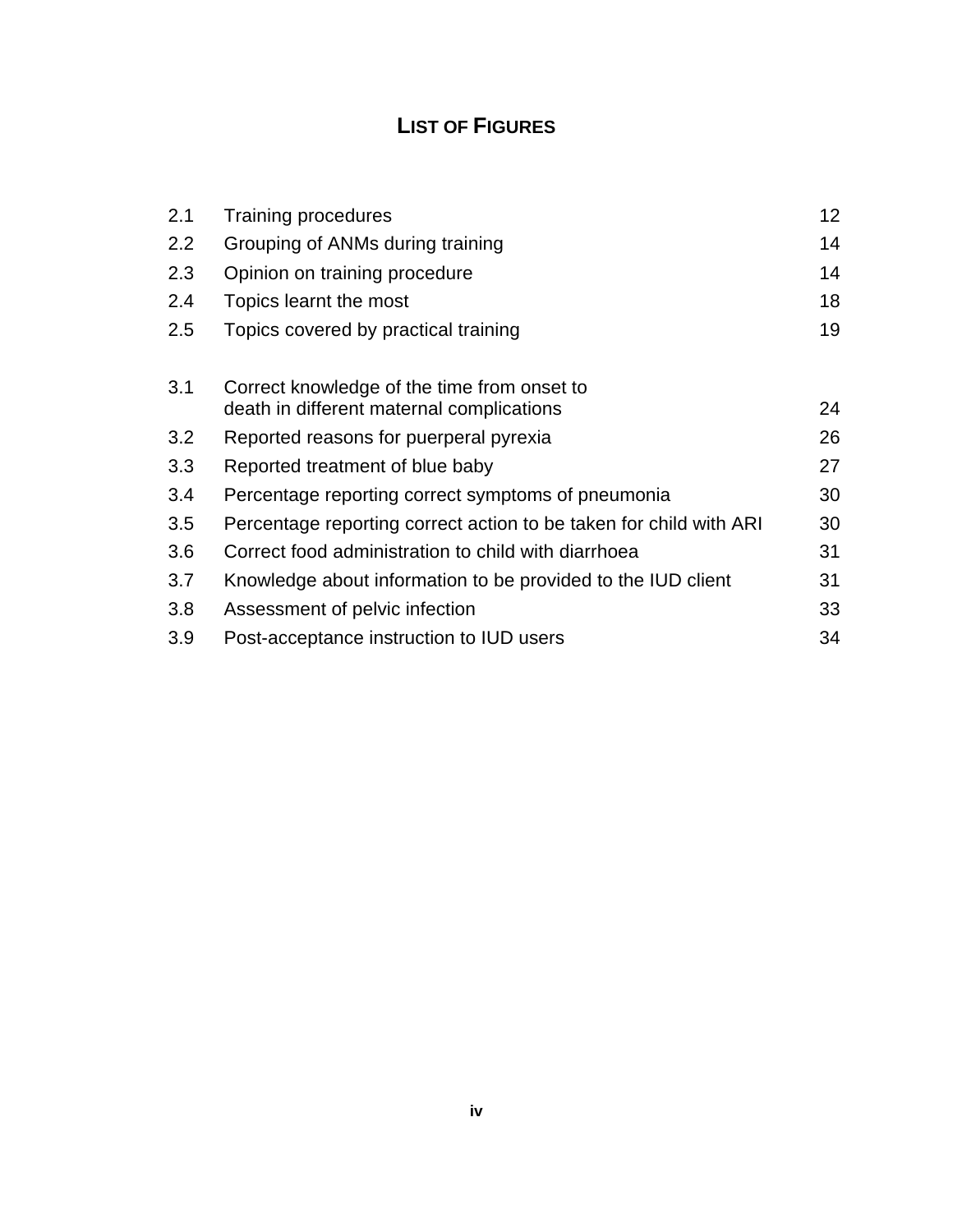# LIST OF FIGURES

| | | |
|---|---|---|
| 2.1 | Training procedures | 12 |
| 2.2 | Grouping of ANMs during training | 14 |
| 2.3 | Opinion on training procedure | 14 |
| 2.4 | Topics learnt the most | 18 |
| 2.5 | Topics covered by practical training | 19 |
| 3.1 | Correct knowledge of the time from onset to death in different maternal complications | 24 |
| 3.2 | Reported reasons for puerperal pyrexia | 26 |
| 3.3 | Reported treatment of blue baby | 27 |
| 3.4 | Percentage reporting correct symptoms of pneumonia | 30 |
| 3.5 | Percentage reporting correct action to be taken for child with ARI | 30 |
| 3.6 | Correct food administration to child with diarrhoea | 31 |
| 3.7 | Knowledge about information to be provided to the IUD client | 31 |
| 3.8 | Assessment of pelvic infection | 33 |
| 3.9 | Post-acceptance instruction to IUD users | 34 |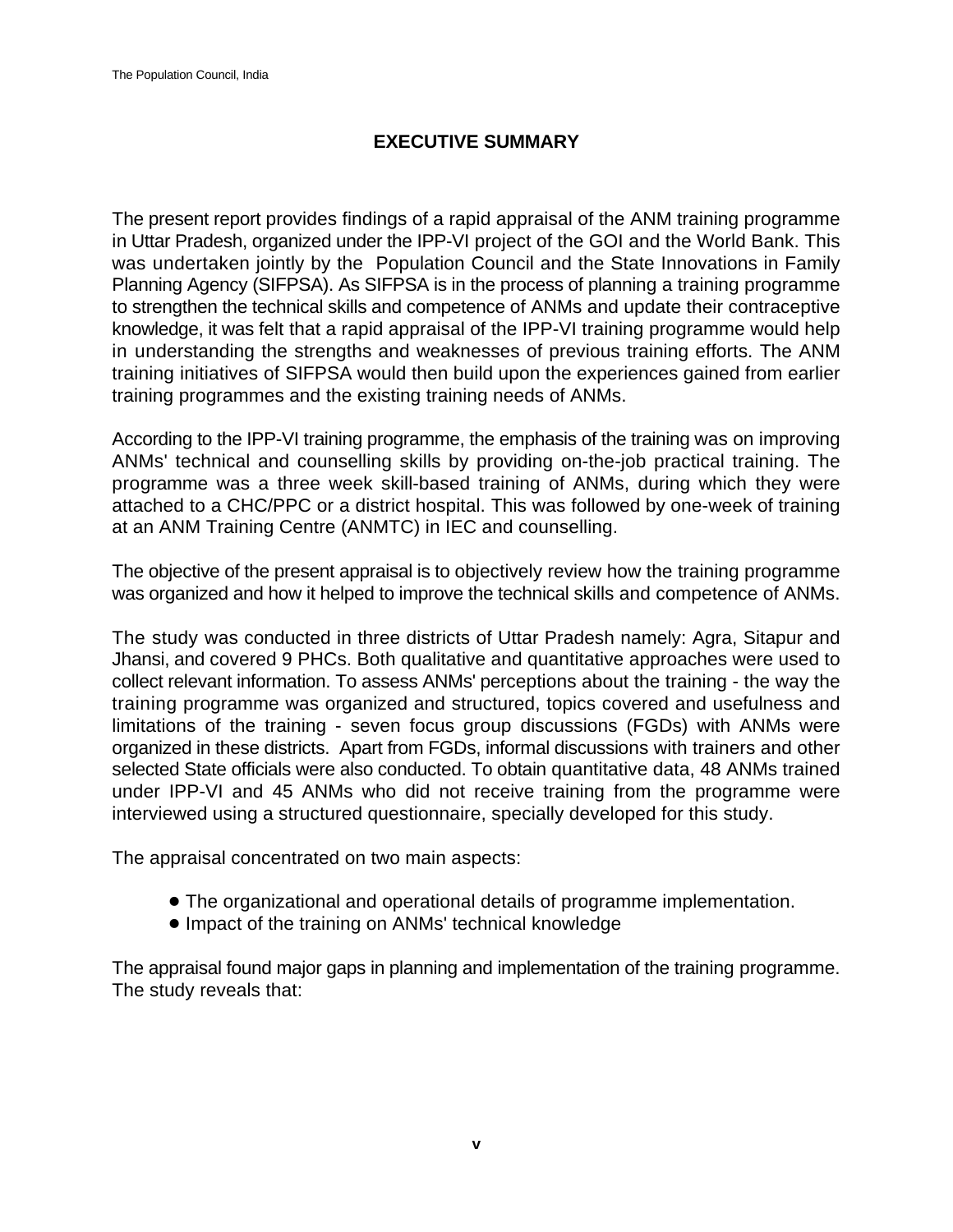## EXECUTIVE SUMMARY

The present report provides findings of a rapid appraisal of the ANM training programme in Uttar Pradesh, organized under the IPP-VI project of the GOI and the World Bank. This was undertaken jointly by the Population Council and the State Innovations in Family Planning Agency (SIFPSA). As SIFPSA is in the process of planning a training programme to strengthen the technical skills and competence of ANMs and update their contraceptive knowledge, it was felt that a rapid appraisal of the IPP-VI training programme would help in understanding the strengths and weaknesses of previous training efforts. The ANM training initiatives of SIFPSA would then build upon the experiences gained from earlier training programmes and the existing training needs of ANMs.

According to the IPP-VI training programme, the emphasis of the training was on improving ANMs' technical and counselling skills by providing on-the-job practical training. The programme was a three week skill-based training of ANMs, during which they were attached to a CHC/PPC or a district hospital. This was followed by one-week of training at an ANM Training Centre (ANMTC) in IEC and counselling.

The objective of the present appraisal is to objectively review how the training programme was organized and how it helped to improve the technical skills and competence of ANMs.

The study was conducted in three districts of Uttar Pradesh namely: Agra, Sitapur and Jhansi, and covered 9 PHCs. Both qualitative and quantitative approaches were used to collect relevant information. To assess ANMs' perceptions about the training - the way the training programme was organized and structured, topics covered and usefulness and limitations of the training - seven focus group discussions (FGDs) with ANMs were organized in these districts. Apart from FGDs, informal discussions with trainers and other selected State officials were also conducted. To obtain quantitative data, 48 ANMs trained under IPP-VI and 45 ANMs who did not receive training from the programme were interviewed using a structured questionnaire, specially developed for this study.

The appraisal concentrated on two main aspects:

- The organizational and operational details of programme implementation.
- Impact of the training on ANMs' technical knowledge

The appraisal found major gaps in planning and implementation of the training programme. The study reveals that: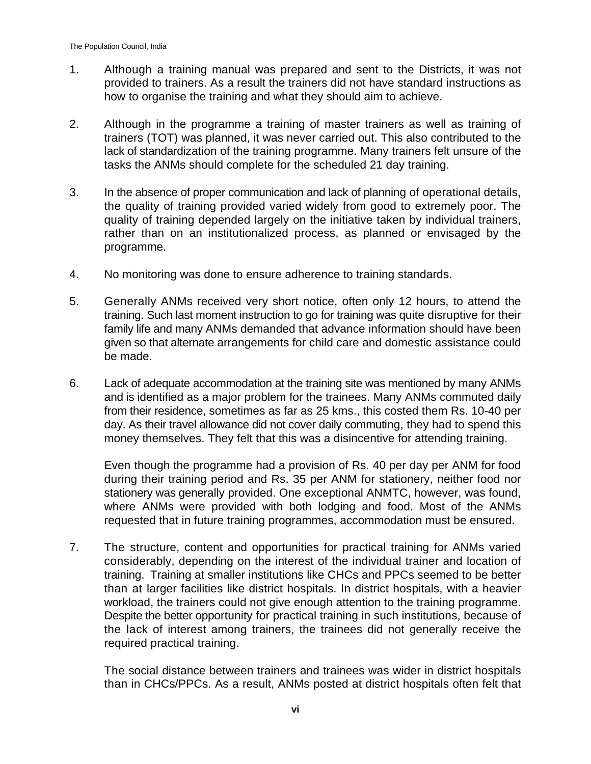1. Although a training manual was prepared and sent to the Districts, it was not provided to trainers. As a result the trainers did not have standard instructions as how to organise the training and what they should aim to achieve.

2. Although in the programme a training of master trainers as well as training of trainers (TOT) was planned, it was never carried out. This also contributed to the lack of standardization of the training programme. Many trainers felt unsure of the tasks the ANMs should complete for the scheduled 21 day training.

3. In the absence of proper communication and lack of planning of operational details, the quality of training provided varied widely from good to extremely poor. The quality of training depended largely on the initiative taken by individual trainers, rather than on an institutionalized process, as planned or envisaged by the programme.

4. No monitoring was done to ensure adherence to training standards.

5. Generally ANMs received very short notice, often only 12 hours, to attend the training. Such last moment instruction to go for training was quite disruptive for their family life and many ANMs demanded that advance information should have been given so that alternate arrangements for child care and domestic assistance could be made.

6. Lack of adequate accommodation at the training site was mentioned by many ANMs and is identified as a major problem for the trainees. Many ANMs commuted daily from their residence, sometimes as far as 25 kms., this costed them Rs. 10-40 per day. As their travel allowance did not cover daily commuting, they had to spend this money themselves. They felt that this was a disincentive for attending training.

   Even though the programme had a provision of Rs. 40 per day per ANM for food during their training period and Rs. 35 per ANM for stationery, neither food nor stationery was generally provided. One exceptional ANMTC, however, was found, where ANMs were provided with both lodging and food. Most of the ANMs requested that in future training programmes, accommodation must be ensured.

7. The structure, content and opportunities for practical training for ANMs varied considerably, depending on the interest of the individual trainer and location of training. Training at smaller institutions like CHCs and PPCs seemed to be better than at larger facilities like district hospitals. In district hospitals, with a heavier workload, the trainers could not give enough attention to the training programme. Despite the better opportunity for practical training in such institutions, because of the lack of interest among trainers, the trainees did not generally receive the required practical training.

   The social distance between trainers and trainees was wider in district hospitals than in CHCs/PPCs. As a result, ANMs posted at district hospitals often felt that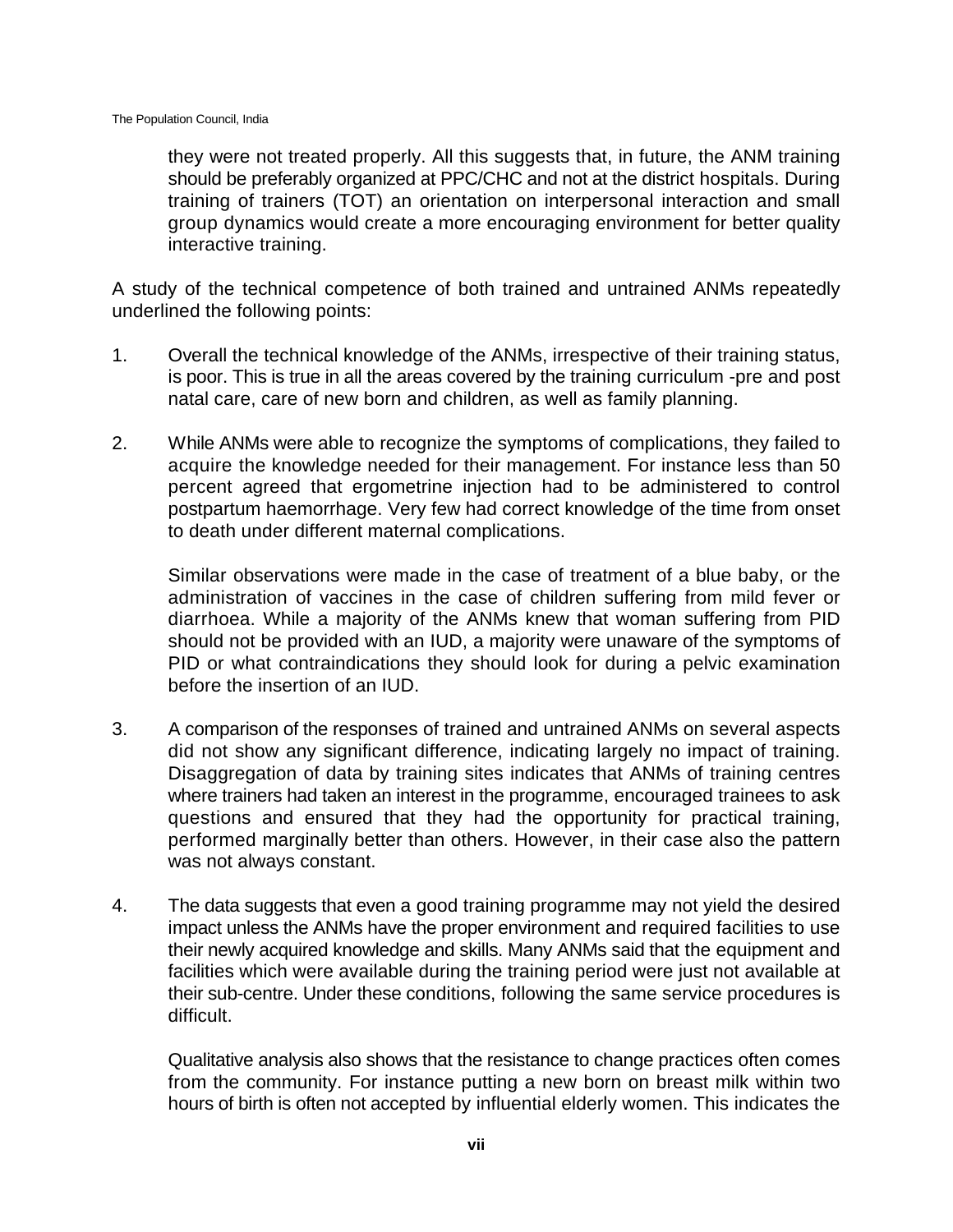they were not treated properly. All this suggests that, in future, the ANM training should be preferably organized at PPC/CHC and not at the district hospitals. During training of trainers (TOT) an orientation on interpersonal interaction and small group dynamics would create a more encouraging environment for better quality interactive training.

A study of the technical competence of both trained and untrained ANMs repeatedly underlined the following points:

1. Overall the technical knowledge of the ANMs, irrespective of their training status, is poor. This is true in all the areas covered by the training curriculum -pre and post natal care, care of new born and children, as well as family planning.

2. While ANMs were able to recognize the symptoms of complications, they failed to acquire the knowledge needed for their management. For instance less than 50 percent agreed that ergometrine injection had to be administered to control postpartum haemorrhage. Very few had correct knowledge of the time from onset to death under different maternal complications.

   Similar observations were made in the case of treatment of a blue baby, or the administration of vaccines in the case of children suffering from mild fever or diarrhoea. While a majority of the ANMs knew that woman suffering from PID should not be provided with an IUD, a majority were unaware of the symptoms of PID or what contraindications they should look for during a pelvic examination before the insertion of an IUD.

3. A comparison of the responses of trained and untrained ANMs on several aspects did not show any significant difference, indicating largely no impact of training. Disaggregation of data by training sites indicates that ANMs of training centres where trainers had taken an interest in the programme, encouraged trainees to ask questions and ensured that they had the opportunity for practical training, performed marginally better than others. However, in their case also the pattern was not always constant.

4. The data suggests that even a good training programme may not yield the desired impact unless the ANMs have the proper environment and required facilities to use their newly acquired knowledge and skills. Many ANMs said that the equipment and facilities which were available during the training period were just not available at their sub-centre. Under these conditions, following the same service procedures is difficult.

   Qualitative analysis also shows that the resistance to change practices often comes from the community. For instance putting a new born on breast milk within two hours of birth is often not accepted by influential elderly women. This indicates the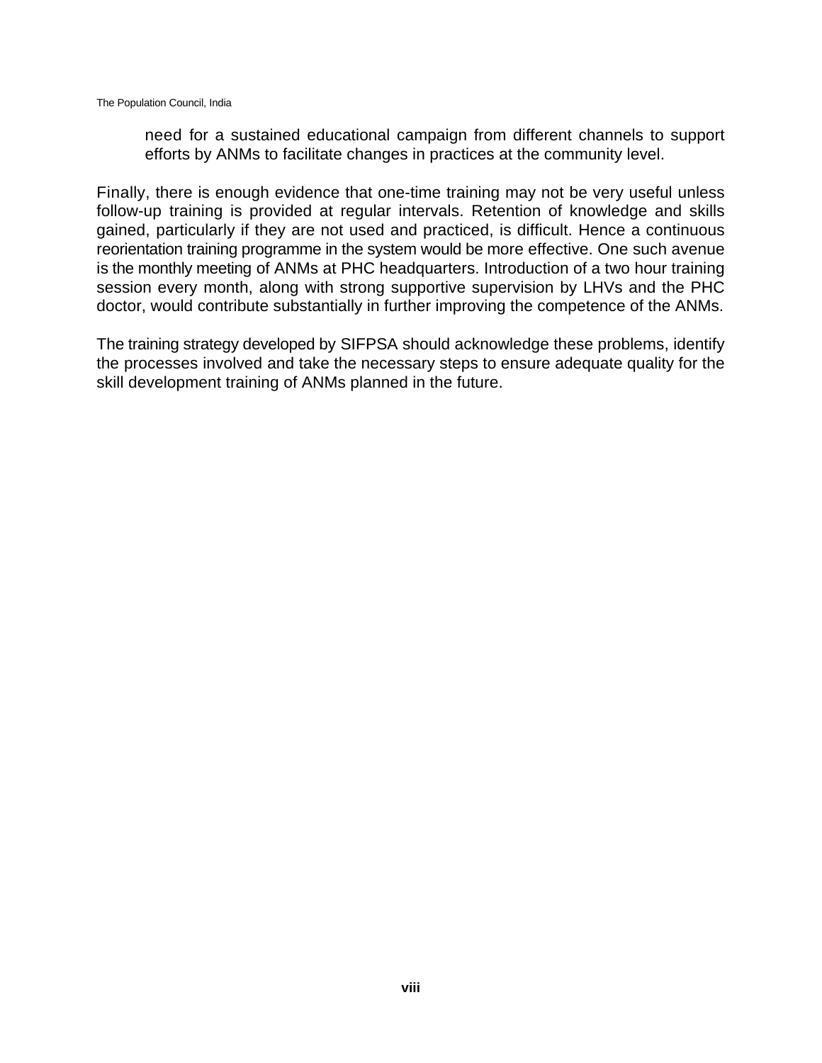need for a sustained educational campaign from different channels to support efforts by ANMs to facilitate changes in practices at the community level.

Finally, there is enough evidence that one-time training may not be very useful unless follow-up training is provided at regular intervals. Retention of knowledge and skills gained, particularly if they are not used and practiced, is difficult. Hence a continuous reorientation training programme in the system would be more effective. One such avenue is the monthly meeting of ANMs at PHC headquarters. Introduction of a two hour training session every month, along with strong supportive supervision by LHVs and the PHC doctor, would contribute substantially in further improving the competence of the ANMs.

The training strategy developed by SIFPSA should acknowledge these problems, identify the processes involved and take the necessary steps to ensure adequate quality for the skill development training of ANMs planned in the future.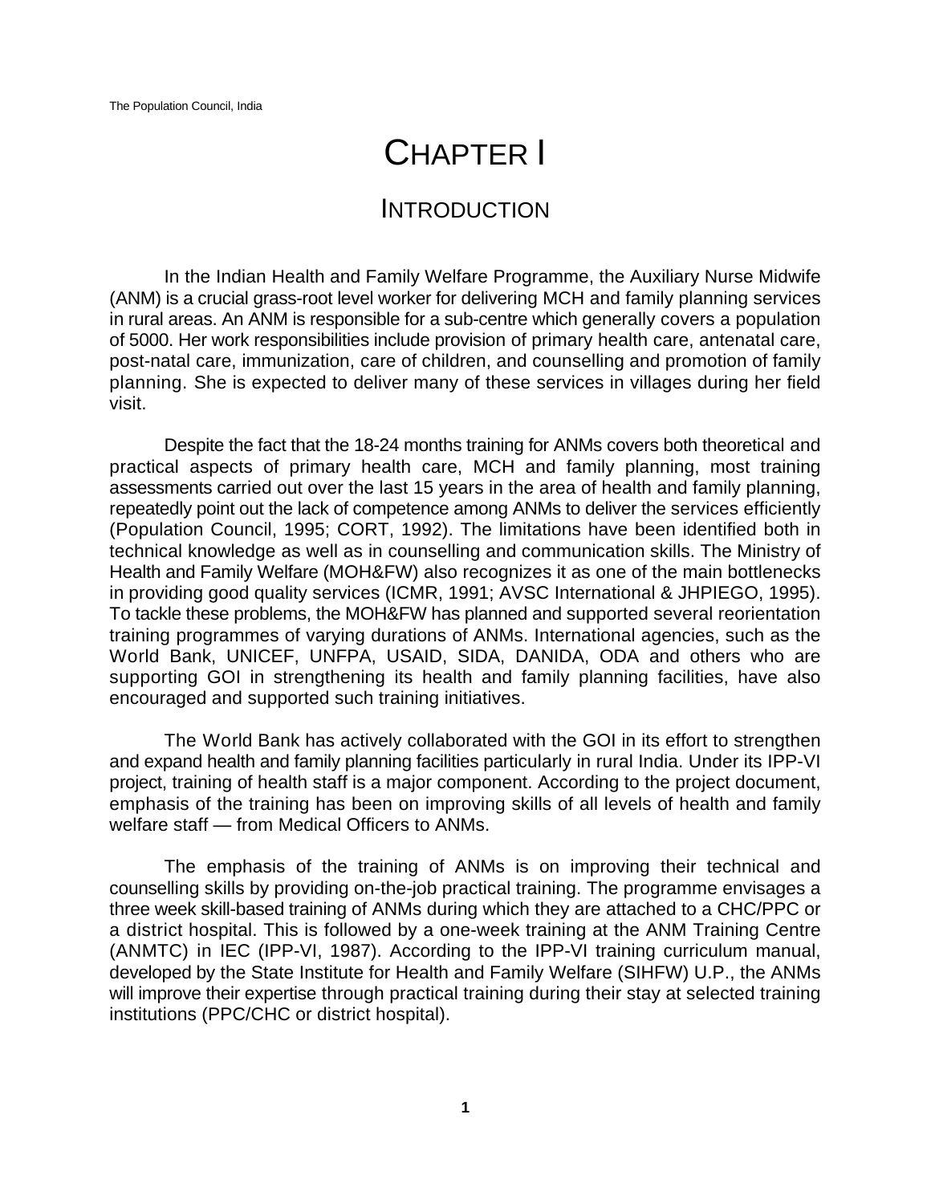# CHAPTER I

## INTRODUCTION

In the Indian Health and Family Welfare Programme, the Auxiliary Nurse Midwife (ANM) is a crucial grass-root level worker for delivering MCH and family planning services in rural areas. An ANM is responsible for a sub-centre which generally covers a population of 5000. Her work responsibilities include provision of primary health care, antenatal care, post-natal care, immunization, care of children, and counselling and promotion of family planning. She is expected to deliver many of these services in villages during her field visit.

Despite the fact that the 18-24 months training for ANMs covers both theoretical and practical aspects of primary health care, MCH and family planning, most training assessments carried out over the last 15 years in the area of health and family planning, repeatedly point out the lack of competence among ANMs to deliver the services efficiently (Population Council, 1995; CORT, 1992). The limitations have been identified both in technical knowledge as well as in counselling and communication skills. The Ministry of Health and Family Welfare (MOH&FW) also recognizes it as one of the main bottlenecks in providing good quality services (ICMR, 1991; AVSC International & JHPIEGO, 1995). To tackle these problems, the MOH&FW has planned and supported several reorientation training programmes of varying durations of ANMs. International agencies, such as the World Bank, UNICEF, UNFPA, USAID, SIDA, DANIDA, ODA and others who are supporting GOI in strengthening its health and family planning facilities, have also encouraged and supported such training initiatives.

The World Bank has actively collaborated with the GOI in its effort to strengthen and expand health and family planning facilities particularly in rural India. Under its IPP-VI project, training of health staff is a major component. According to the project document, emphasis of the training has been on improving skills of all levels of health and family welfare staff — from Medical Officers to ANMs.

The emphasis of the training of ANMs is on improving their technical and counselling skills by providing on-the-job practical training. The programme envisages a three week skill-based training of ANMs during which they are attached to a CHC/PPC or a district hospital. This is followed by a one-week training at the ANM Training Centre (ANMTC) in IEC (IPP-VI, 1987). According to the IPP-VI training curriculum manual, developed by the State Institute for Health and Family Welfare (SIHFW) U.P., the ANMs will improve their expertise through practical training during their stay at selected training institutions (PPC/CHC or district hospital).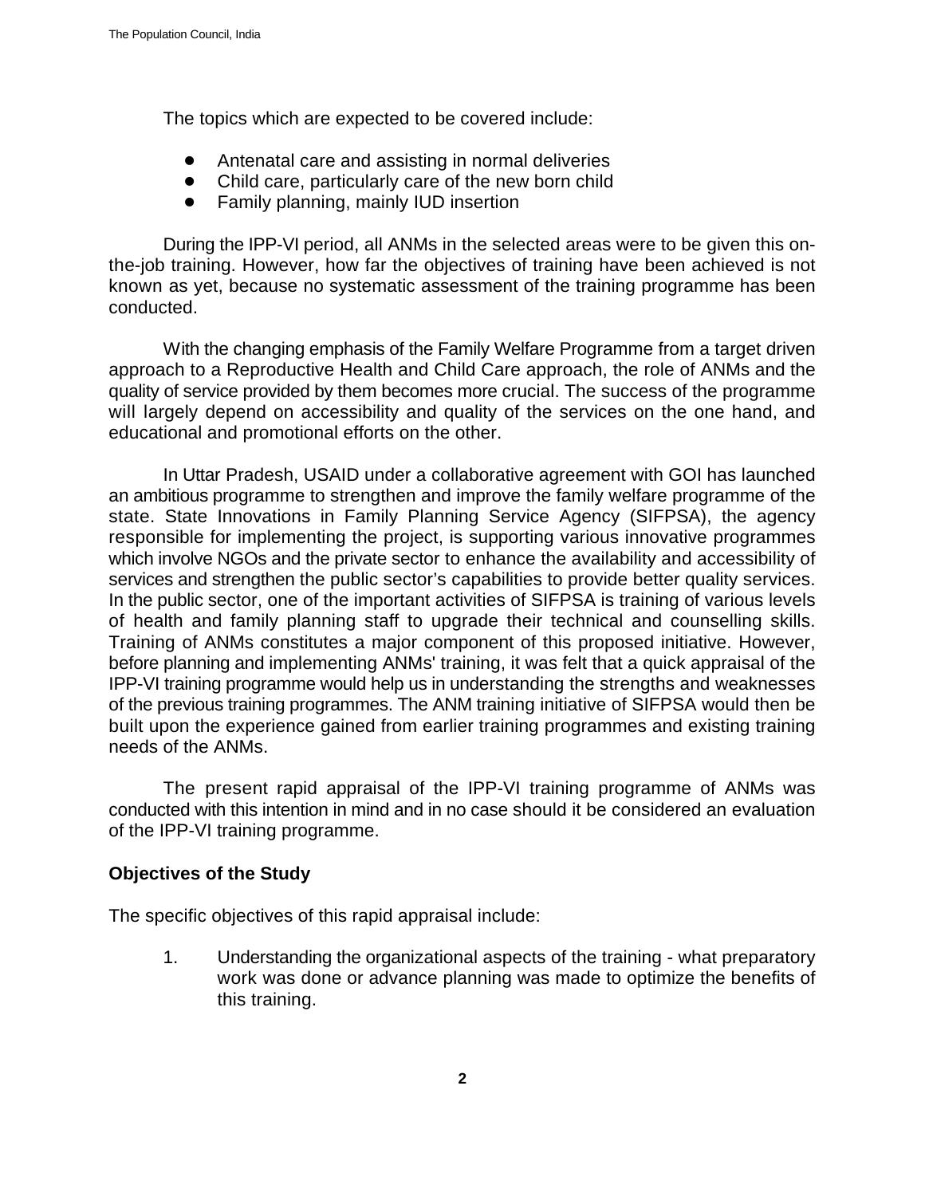The topics which are expected to be covered include:

- Antenatal care and assisting in normal deliveries
- Child care, particularly care of the new born child
- Family planning, mainly IUD insertion

During the IPP-VI period, all ANMs in the selected areas were to be given this on-the-job training. However, how far the objectives of training have been achieved is not known as yet, because no systematic assessment of the training programme has been conducted.

With the changing emphasis of the Family Welfare Programme from a target driven approach to a Reproductive Health and Child Care approach, the role of ANMs and the quality of service provided by them becomes more crucial. The success of the programme will largely depend on accessibility and quality of the services on the one hand, and educational and promotional efforts on the other.

In Uttar Pradesh, USAID under a collaborative agreement with GOI has launched an ambitious programme to strengthen and improve the family welfare programme of the state. State Innovations in Family Planning Service Agency (SIFPSA), the agency responsible for implementing the project, is supporting various innovative programmes which involve NGOs and the private sector to enhance the availability and accessibility of services and strengthen the public sector's capabilities to provide better quality services. In the public sector, one of the important activities of SIFPSA is training of various levels of health and family planning staff to upgrade their technical and counselling skills. Training of ANMs constitutes a major component of this proposed initiative. However, before planning and implementing ANMs' training, it was felt that a quick appraisal of the IPP-VI training programme would help us in understanding the strengths and weaknesses of the previous training programmes. The ANM training initiative of SIFPSA would then be built upon the experience gained from earlier training programmes and existing training needs of the ANMs.

The present rapid appraisal of the IPP-VI training programme of ANMs was conducted with this intention in mind and in no case should it be considered an evaluation of the IPP-VI training programme.

**Objectives of the Study**

The specific objectives of this rapid appraisal include:

1. Understanding the organizational aspects of the training - what preparatory work was done or advance planning was made to optimize the benefits of this training.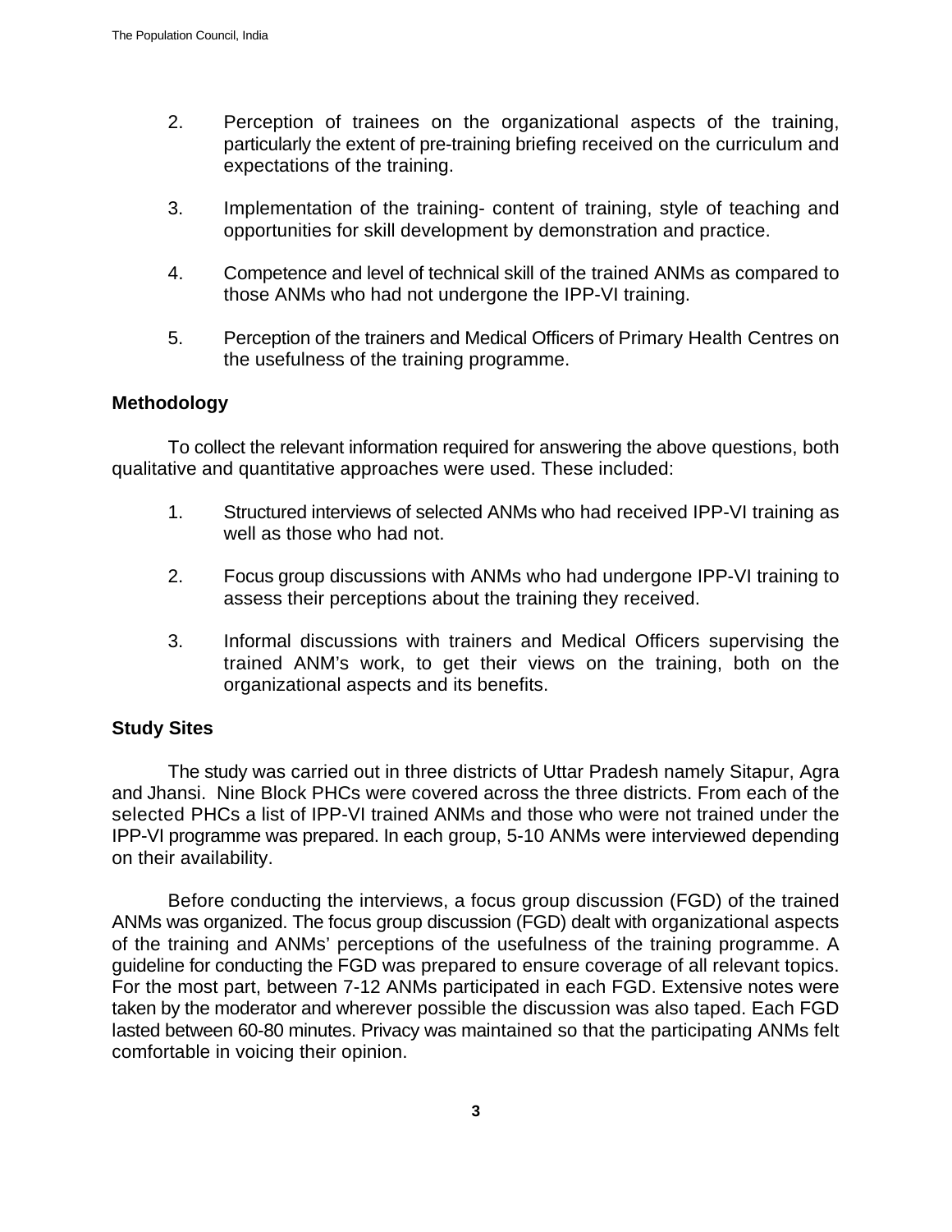2. Perception of trainees on the organizational aspects of the training, particularly the extent of pre-training briefing received on the curriculum and expectations of the training.

3. Implementation of the training- content of training, style of teaching and opportunities for skill development by demonstration and practice.

4. Competence and level of technical skill of the trained ANMs as compared to those ANMs who had not undergone the IPP-VI training.

5. Perception of the trainers and Medical Officers of Primary Health Centres on the usefulness of the training programme.

### Methodology

To collect the relevant information required for answering the above questions, both qualitative and quantitative approaches were used. These included:

1. Structured interviews of selected ANMs who had received IPP-VI training as well as those who had not.

2. Focus group discussions with ANMs who had undergone IPP-VI training to assess their perceptions about the training they received.

3. Informal discussions with trainers and Medical Officers supervising the trained ANM's work, to get their views on the training, both on the organizational aspects and its benefits.

### Study Sites

The study was carried out in three districts of Uttar Pradesh namely Sitapur, Agra and Jhansi. Nine Block PHCs were covered across the three districts. From each of the selected PHCs a list of IPP-VI trained ANMs and those who were not trained under the IPP-VI programme was prepared. In each group, 5-10 ANMs were interviewed depending on their availability.

Before conducting the interviews, a focus group discussion (FGD) of the trained ANMs was organized. The focus group discussion (FGD) dealt with organizational aspects of the training and ANMs' perceptions of the usefulness of the training programme. A guideline for conducting the FGD was prepared to ensure coverage of all relevant topics. For the most part, between 7-12 ANMs participated in each FGD. Extensive notes were taken by the moderator and wherever possible the discussion was also taped. Each FGD lasted between 60-80 minutes. Privacy was maintained so that the participating ANMs felt comfortable in voicing their opinion.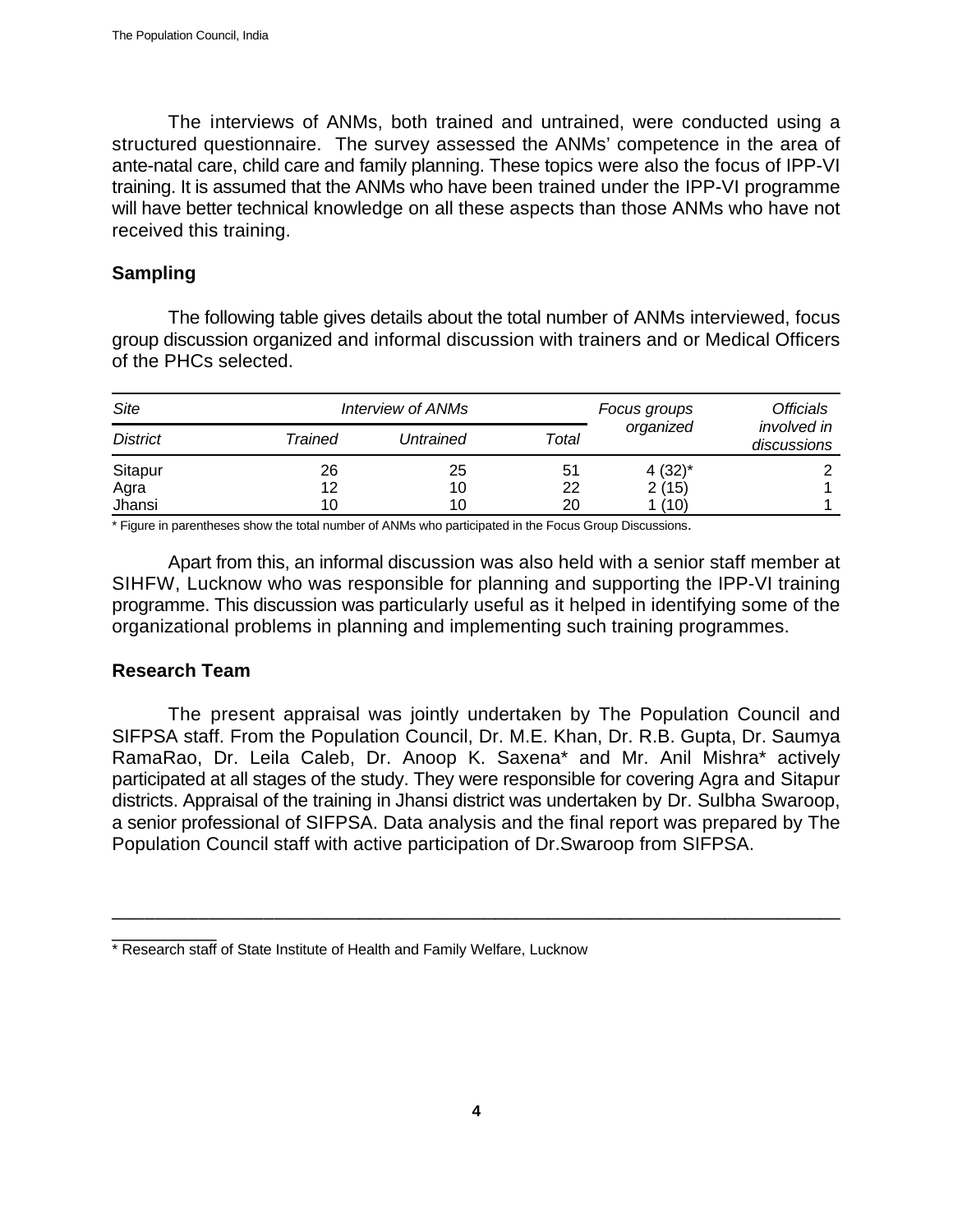The interviews of ANMs, both trained and untrained, were conducted using a structured questionnaire. The survey assessed the ANMs' competence in the area of ante-natal care, child care and family planning. These topics were also the focus of IPP-VI training. It is assumed that the ANMs who have been trained under the IPP-VI programme will have better technical knowledge on all these aspects than those ANMs who have not received this training.

## Sampling

The following table gives details about the total number of ANMs interviewed, focus group discussion organized and informal discussion with trainers and or Medical Officers of the PHCs selected.

| *Site* | *Interview of ANMs* | | | *Focus groups organized* | *Officials involved in discussions* |
|---|---|---|---|---|---|
| *District* | *Trained* | *Untrained* | *Total* | | |
| Sitapur | 26 | 25 | 51 | 4 (32)* | 2 |
| Agra | 12 | 10 | 22 | 2 (15) | 1 |
| Jhansi | 10 | 10 | 20 | 1 (10) | 1 |

* Figure in parentheses show the total number of ANMs who participated in the Focus Group Discussions.

Apart from this, an informal discussion was also held with a senior staff member at SIHFW, Lucknow who was responsible for planning and supporting the IPP-VI training programme. This discussion was particularly useful as it helped in identifying some of the organizational problems in planning and implementing such training programmes.

## Research Team

The present appraisal was jointly undertaken by The Population Council and SIFPSA staff. From the Population Council, Dr. M.E. Khan, Dr. R.B. Gupta, Dr. Saumya RamaRao, Dr. Leila Caleb, Dr. Anoop K. Saxena* and Mr. Anil Mishra* actively participated at all stages of the study. They were responsible for covering Agra and Sitapur districts. Appraisal of the training in Jhansi district was undertaken by Dr. Sulbha Swaroop, a senior professional of SIFPSA. Data analysis and the final report was prepared by The Population Council staff with active participation of Dr.Swaroop from SIFPSA.

---

* Research staff of State Institute of Health and Family Welfare, Lucknow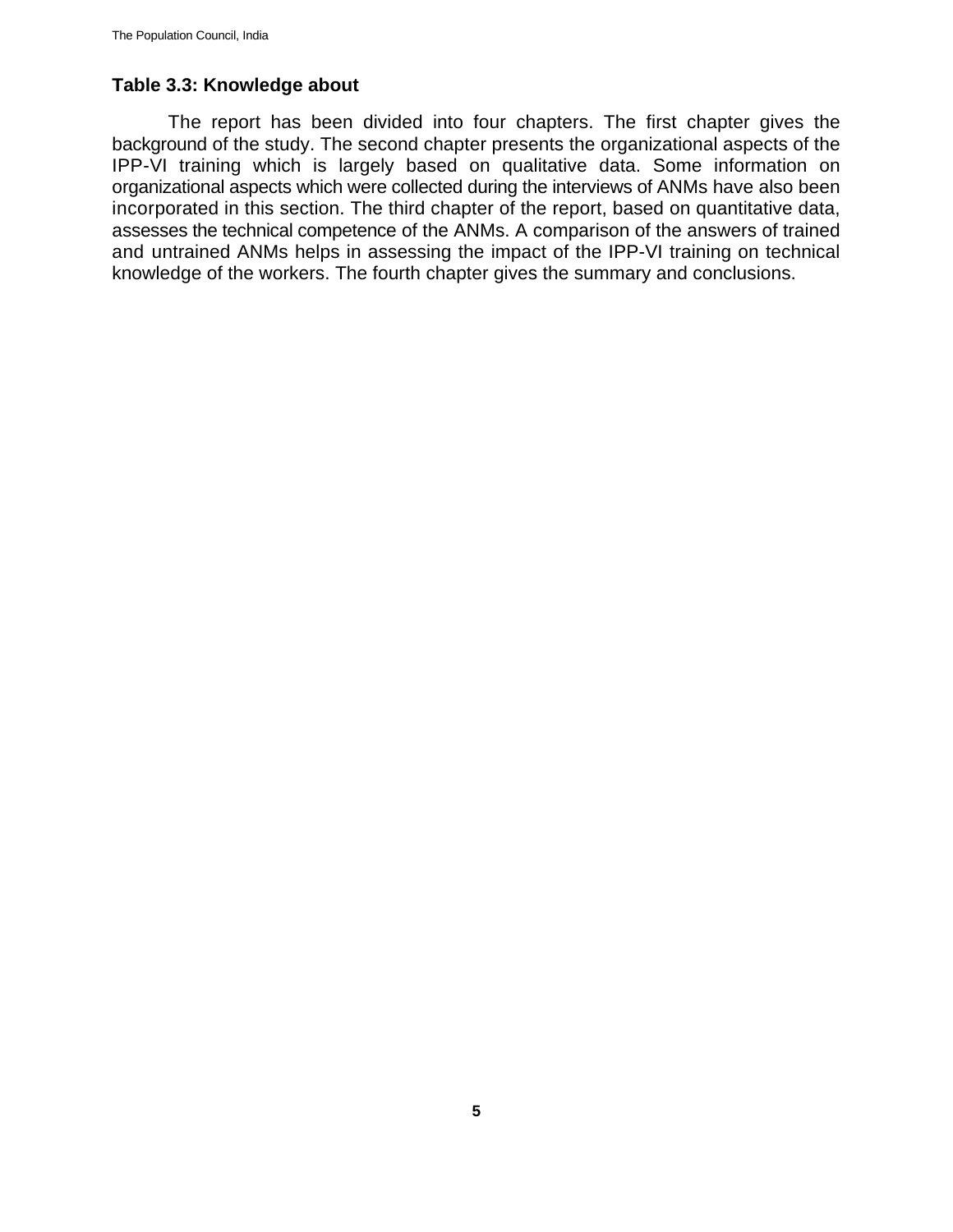**Table 3.3: Knowledge about**

The report has been divided into four chapters. The first chapter gives the background of the study. The second chapter presents the organizational aspects of the IPP-VI training which is largely based on qualitative data. Some information on organizational aspects which were collected during the interviews of ANMs have also been incorporated in this section. The third chapter of the report, based on quantitative data, assesses the technical competence of the ANMs. A comparison of the answers of trained and untrained ANMs helps in assessing the impact of the IPP-VI training on technical knowledge of the workers. The fourth chapter gives the summary and conclusions.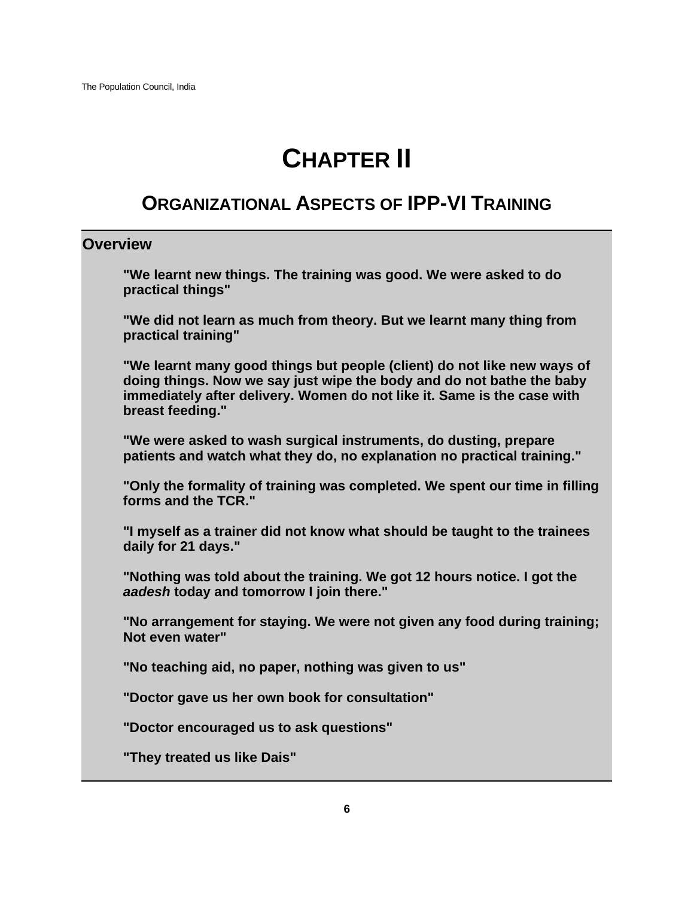# Chapter II

## Organizational Aspects of IPP-VI Training

### Overview

**"We learnt new things. The training was good. We were asked to do practical things"**

**"We did not learn as much from theory. But we learnt many thing from practical training"**

**"We learnt many good things but people (client) do not like new ways of doing things. Now we say just wipe the body and do not bathe the baby immediately after delivery. Women do not like it. Same is the case with breast feeding."**

**"We were asked to wash surgical instruments, do dusting, prepare patients and watch what they do, no explanation no practical training."**

**"Only the formality of training was completed. We spent our time in filling forms and the TCR."**

**"I myself as a trainer did not know what should be taught to the trainees daily for 21 days."**

**"Nothing was told about the training. We got 12 hours notice. I got the *aadesh* today and tomorrow I join there."**

**"No arrangement for staying. We were not given any food during training; Not even water"**

**"No teaching aid, no paper, nothing was given to us"**

**"Doctor gave us her own book for consultation"**

**"Doctor encouraged us to ask questions"**

**"They treated us like Dais"**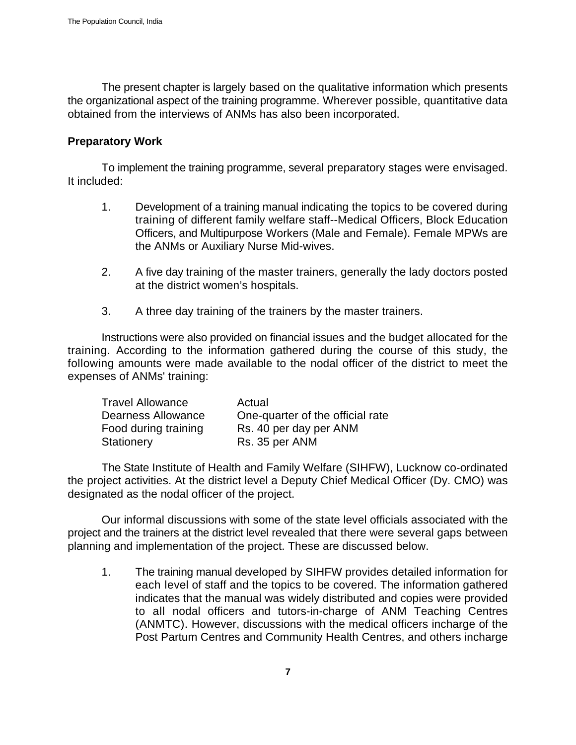The present chapter is largely based on the qualitative information which presents the organizational aspect of the training programme. Wherever possible, quantitative data obtained from the interviews of ANMs has also been incorporated.

## Preparatory Work

To implement the training programme, several preparatory stages were envisaged. It included:

1. Development of a training manual indicating the topics to be covered during training of different family welfare staff--Medical Officers, Block Education Officers, and Multipurpose Workers (Male and Female). Female MPWs are the ANMs or Auxiliary Nurse Mid-wives.

2. A five day training of the master trainers, generally the lady doctors posted at the district women's hospitals.

3. A three day training of the trainers by the master trainers.

Instructions were also provided on financial issues and the budget allocated for the training. According to the information gathered during the course of this study, the following amounts were made available to the nodal officer of the district to meet the expenses of ANMs' training:

| | |
|---|---|
| Travel Allowance | Actual |
| Dearness Allowance | One-quarter of the official rate |
| Food during training | Rs. 40 per day per ANM |
| Stationery | Rs. 35 per ANM |

The State Institute of Health and Family Welfare (SIHFW), Lucknow co-ordinated the project activities. At the district level a Deputy Chief Medical Officer (Dy. CMO) was designated as the nodal officer of the project.

Our informal discussions with some of the state level officials associated with the project and the trainers at the district level revealed that there were several gaps between planning and implementation of the project. These are discussed below.

1. The training manual developed by SIHFW provides detailed information for each level of staff and the topics to be covered. The information gathered indicates that the manual was widely distributed and copies were provided to all nodal officers and tutors-in-charge of ANM Teaching Centres (ANMTC). However, discussions with the medical officers incharge of the Post Partum Centres and Community Health Centres, and others incharge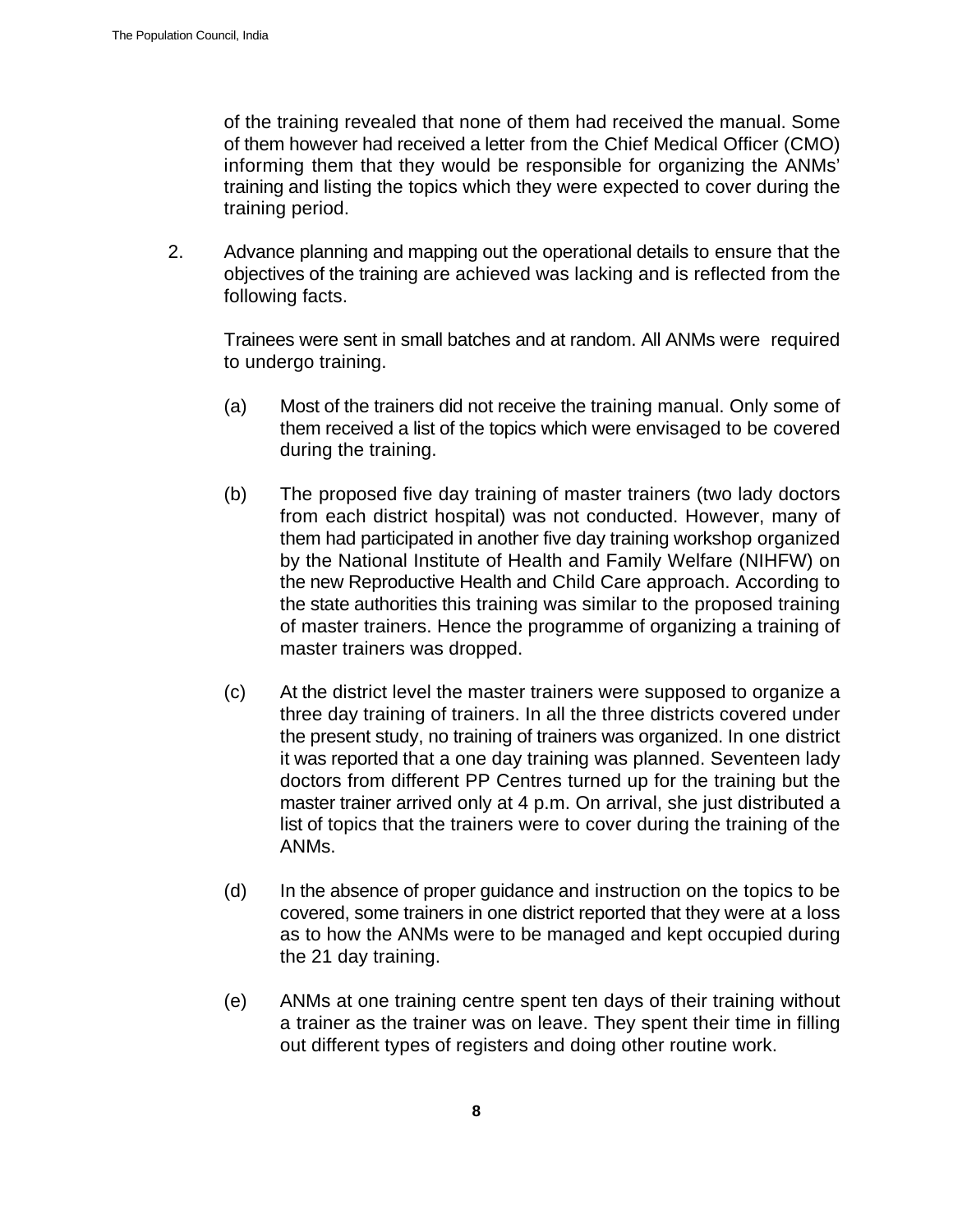of the training revealed that none of them had received the manual. Some of them however had received a letter from the Chief Medical Officer (CMO) informing them that they would be responsible for organizing the ANMs' training and listing the topics which they were expected to cover during the training period.

2. Advance planning and mapping out the operational details to ensure that the objectives of the training are achieved was lacking and is reflected from the following facts.

   Trainees were sent in small batches and at random. All ANMs were required to undergo training.

   (a) Most of the trainers did not receive the training manual. Only some of them received a list of the topics which were envisaged to be covered during the training.

   (b) The proposed five day training of master trainers (two lady doctors from each district hospital) was not conducted. However, many of them had participated in another five day training workshop organized by the National Institute of Health and Family Welfare (NIHFW) on the new Reproductive Health and Child Care approach. According to the state authorities this training was similar to the proposed training of master trainers. Hence the programme of organizing a training of master trainers was dropped.

   (c) At the district level the master trainers were supposed to organize a three day training of trainers. In all the three districts covered under the present study, no training of trainers was organized. In one district it was reported that a one day training was planned. Seventeen lady doctors from different PP Centres turned up for the training but the master trainer arrived only at 4 p.m. On arrival, she just distributed a list of topics that the trainers were to cover during the training of the ANMs.

   (d) In the absence of proper guidance and instruction on the topics to be covered, some trainers in one district reported that they were at a loss as to how the ANMs were to be managed and kept occupied during the 21 day training.

   (e) ANMs at one training centre spent ten days of their training without a trainer as the trainer was on leave. They spent their time in filling out different types of registers and doing other routine work.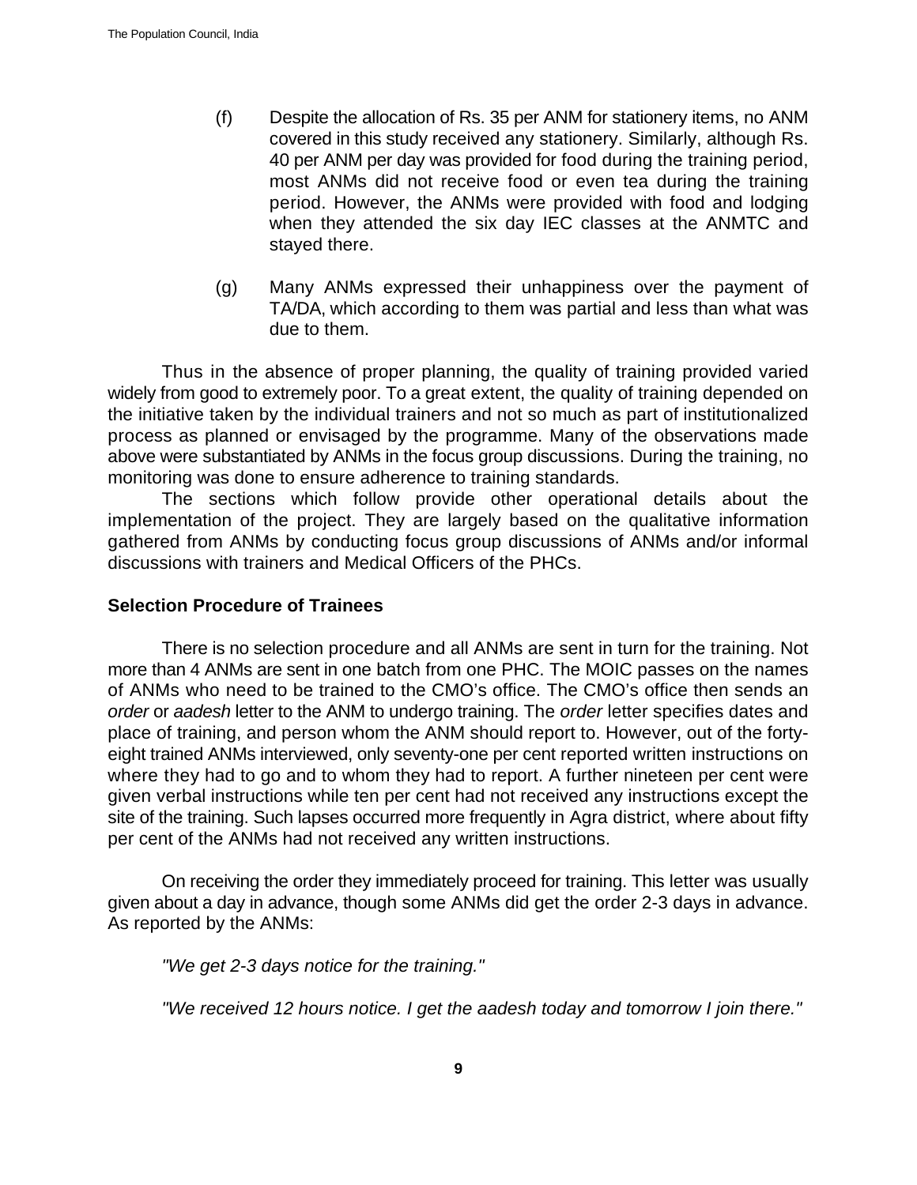(f) Despite the allocation of Rs. 35 per ANM for stationery items, no ANM covered in this study received any stationery. Similarly, although Rs. 40 per ANM per day was provided for food during the training period, most ANMs did not receive food or even tea during the training period. However, the ANMs were provided with food and lodging when they attended the six day IEC classes at the ANMTC and stayed there.

(g) Many ANMs expressed their unhappiness over the payment of TA/DA, which according to them was partial and less than what was due to them.

Thus in the absence of proper planning, the quality of training provided varied widely from good to extremely poor. To a great extent, the quality of training depended on the initiative taken by the individual trainers and not so much as part of institutionalized process as planned or envisaged by the programme. Many of the observations made above were substantiated by ANMs in the focus group discussions. During the training, no monitoring was done to ensure adherence to training standards.

The sections which follow provide other operational details about the implementation of the project. They are largely based on the qualitative information gathered from ANMs by conducting focus group discussions of ANMs and/or informal discussions with trainers and Medical Officers of the PHCs.

### Selection Procedure of Trainees

There is no selection procedure and all ANMs are sent in turn for the training. Not more than 4 ANMs are sent in one batch from one PHC. The MOIC passes on the names of ANMs who need to be trained to the CMO's office. The CMO's office then sends an *order* or *aadesh* letter to the ANM to undergo training. The *order* letter specifies dates and place of training, and person whom the ANM should report to. However, out of the forty-eight trained ANMs interviewed, only seventy-one per cent reported written instructions on where they had to go and to whom they had to report. A further nineteen per cent were given verbal instructions while ten per cent had not received any instructions except the site of the training. Such lapses occurred more frequently in Agra district, where about fifty per cent of the ANMs had not received any written instructions.

On receiving the order they immediately proceed for training. This letter was usually given about a day in advance, though some ANMs did get the order 2-3 days in advance. As reported by the ANMs:

*"We get 2-3 days notice for the training."*

*"We received 12 hours notice. I get the aadesh today and tomorrow I join there."*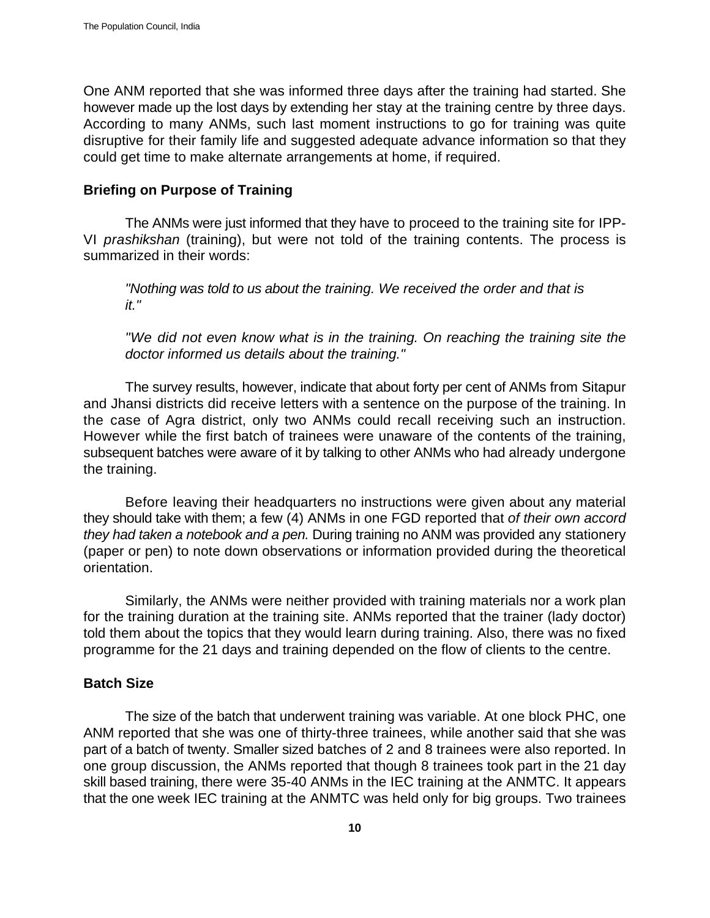One ANM reported that she was informed three days after the training had started. She however made up the lost days by extending her stay at the training centre by three days. According to many ANMs, such last moment instructions to go for training was quite disruptive for their family life and suggested adequate advance information so that they could get time to make alternate arrangements at home, if required.

### Briefing on Purpose of Training

The ANMs were just informed that they have to proceed to the training site for IPP-VI *prashikshan* (training), but were not told of the training contents. The process is summarized in their words:

> *"Nothing was told to us about the training. We received the order and that is it."*

> *"We did not even know what is in the training. On reaching the training site the doctor informed us details about the training."*

The survey results, however, indicate that about forty per cent of ANMs from Sitapur and Jhansi districts did receive letters with a sentence on the purpose of the training. In the case of Agra district, only two ANMs could recall receiving such an instruction. However while the first batch of trainees were unaware of the contents of the training, subsequent batches were aware of it by talking to other ANMs who had already undergone the training.

Before leaving their headquarters no instructions were given about any material they should take with them; a few (4) ANMs in one FGD reported that *of their own accord they had taken a notebook and a pen.* During training no ANM was provided any stationery (paper or pen) to note down observations or information provided during the theoretical orientation.

Similarly, the ANMs were neither provided with training materials nor a work plan for the training duration at the training site. ANMs reported that the trainer (lady doctor) told them about the topics that they would learn during training. Also, there was no fixed programme for the 21 days and training depended on the flow of clients to the centre.

### Batch Size

The size of the batch that underwent training was variable. At one block PHC, one ANM reported that she was one of thirty-three trainees, while another said that she was part of a batch of twenty. Smaller sized batches of 2 and 8 trainees were also reported. In one group discussion, the ANMs reported that though 8 trainees took part in the 21 day skill based training, there were 35-40 ANMs in the IEC training at the ANMTC. It appears that the one week IEC training at the ANMTC was held only for big groups. Two trainees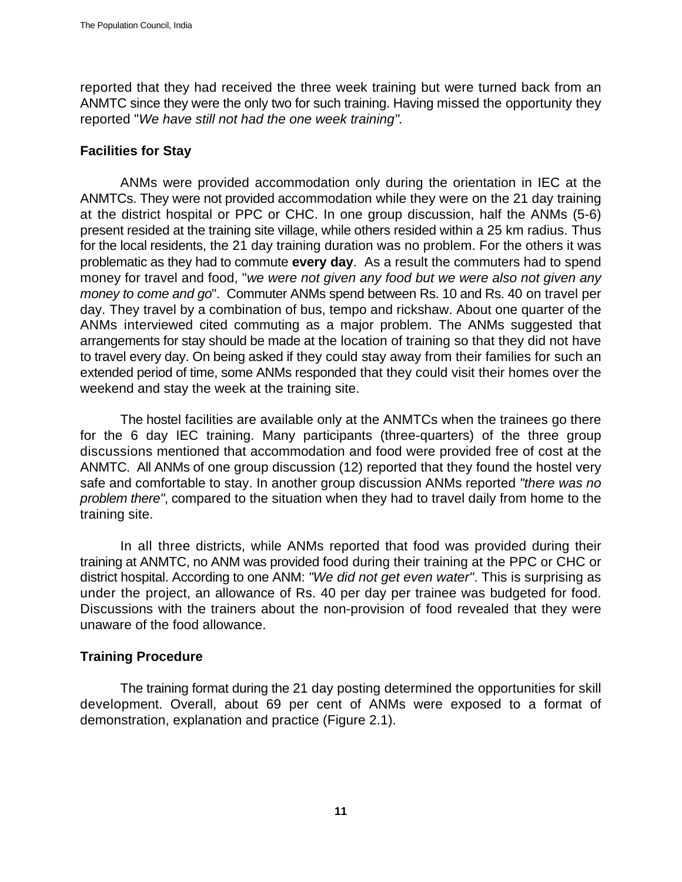reported that they had received the three week training but were turned back from an ANMTC since they were the only two for such training. Having missed the opportunity they reported "*We have still not had the one week training".*

### Facilities for Stay

ANMs were provided accommodation only during the orientation in IEC at the ANMTCs. They were not provided accommodation while they were on the 21 day training at the district hospital or PPC or CHC. In one group discussion, half the ANMs (5-6) present resided at the training site village, while others resided within a 25 km radius. Thus for the local residents, the 21 day training duration was no problem. For the others it was problematic as they had to commute **every day**. As a result the commuters had to spend money for travel and food, "*we were not given any food but we were also not given any money to come and go*". Commuter ANMs spend between Rs. 10 and Rs. 40 on travel per day. They travel by a combination of bus, tempo and rickshaw. About one quarter of the ANMs interviewed cited commuting as a major problem. The ANMs suggested that arrangements for stay should be made at the location of training so that they did not have to travel every day. On being asked if they could stay away from their families for such an extended period of time, some ANMs responded that they could visit their homes over the weekend and stay the week at the training site.

The hostel facilities are available only at the ANMTCs when the trainees go there for the 6 day IEC training. Many participants (three-quarters) of the three group discussions mentioned that accommodation and food were provided free of cost at the ANMTC. All ANMs of one group discussion (12) reported that they found the hostel very safe and comfortable to stay. In another group discussion ANMs reported *"there was no problem there"*, compared to the situation when they had to travel daily from home to the training site.

In all three districts, while ANMs reported that food was provided during their training at ANMTC, no ANM was provided food during their training at the PPC or CHC or district hospital. According to one ANM: *"We did not get even water"*. This is surprising as under the project, an allowance of Rs. 40 per day per trainee was budgeted for food. Discussions with the trainers about the non-provision of food revealed that they were unaware of the food allowance.

### Training Procedure

The training format during the 21 day posting determined the opportunities for skill development. Overall, about 69 per cent of ANMs were exposed to a format of demonstration, explanation and practice (Figure 2.1).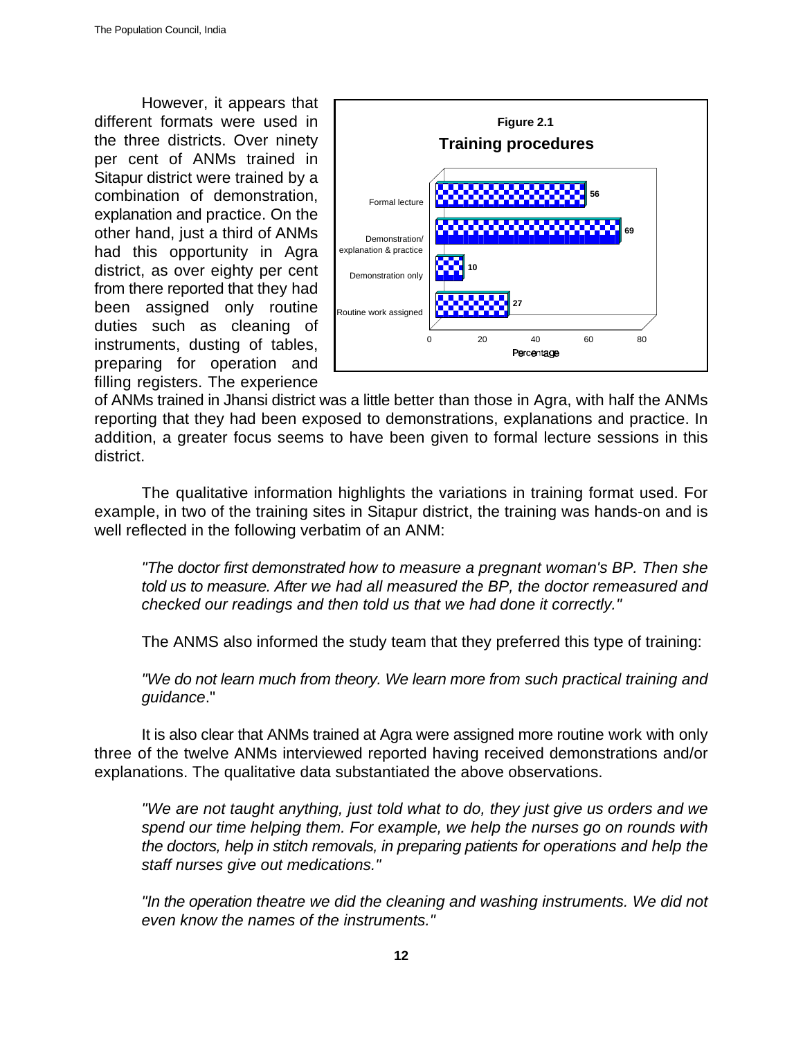However, it appears that different formats were used in the three districts. Over ninety per cent of ANMs trained in Sitapur district were trained by a combination of demonstration, explanation and practice. On the other hand, just a third of ANMs had this opportunity in Agra district, as over eighty per cent from there reported that they had been assigned only routine duties such as cleaning of instruments, dusting of tables, preparing for operation and filling registers. The experience of ANMs trained in Jhansi district was a little better than those in Agra, with half the ANMs reporting that they had been exposed to demonstrations, explanations and practice. In addition, a greater focus seems to have been given to formal lecture sessions in this district.

**Figure 2.1**

**Training procedures**

| Training procedure | Percentage |
|---|---|
| Formal lecture | 56 |
| Demonstration/ explanation & practice | 69 |
| Demonstration only | 10 |
| Routine work assigned | 27 |

The qualitative information highlights the variations in training format used. For example, in two of the training sites in Sitapur district, the training was hands-on and is well reflected in the following verbatim of an ANM:

> *"The doctor first demonstrated how to measure a pregnant woman's BP. Then she told us to measure. After we had all measured the BP, the doctor remeasured and checked our readings and then told us that we had done it correctly."*

The ANMS also informed the study team that they preferred this type of training:

> *"We do not learn much from theory. We learn more from such practical training and guidance*."

It is also clear that ANMs trained at Agra were assigned more routine work with only three of the twelve ANMs interviewed reported having received demonstrations and/or explanations. The qualitative data substantiated the above observations.

> *"We are not taught anything, just told what to do, they just give us orders and we spend our time helping them. For example, we help the nurses go on rounds with the doctors, help in stitch removals, in preparing patients for operations and help the staff nurses give out medications."*

> *"In the operation theatre we did the cleaning and washing instruments. We did not even know the names of the instruments."*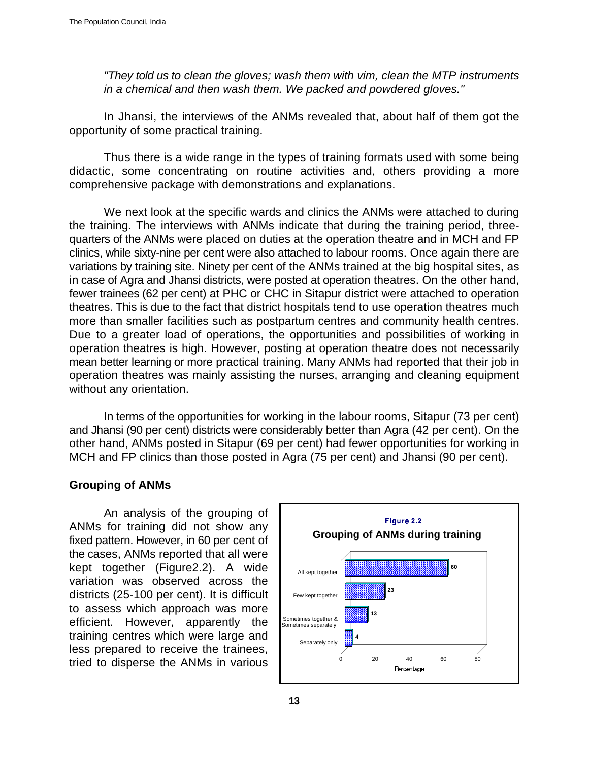*"They told us to clean the gloves; wash them with vim, clean the MTP instruments in a chemical and then wash them. We packed and powdered gloves."*

In Jhansi, the interviews of the ANMs revealed that, about half of them got the opportunity of some practical training.

Thus there is a wide range in the types of training formats used with some being didactic, some concentrating on routine activities and, others providing a more comprehensive package with demonstrations and explanations.

We next look at the specific wards and clinics the ANMs were attached to during the training. The interviews with ANMs indicate that during the training period, three-quarters of the ANMs were placed on duties at the operation theatre and in MCH and FP clinics, while sixty-nine per cent were also attached to labour rooms. Once again there are variations by training site. Ninety per cent of the ANMs trained at the big hospital sites, as in case of Agra and Jhansi districts, were posted at operation theatres. On the other hand, fewer trainees (62 per cent) at PHC or CHC in Sitapur district were attached to operation theatres. This is due to the fact that district hospitals tend to use operation theatres much more than smaller facilities such as postpartum centres and community health centres. Due to a greater load of operations, the opportunities and possibilities of working in operation theatres is high. However, posting at operation theatre does not necessarily mean better learning or more practical training. Many ANMs had reported that their job in operation theatres was mainly assisting the nurses, arranging and cleaning equipment without any orientation.

In terms of the opportunities for working in the labour rooms, Sitapur (73 per cent) and Jhansi (90 per cent) districts were considerably better than Agra (42 per cent). On the other hand, ANMs posted in Sitapur (69 per cent) had fewer opportunities for working in MCH and FP clinics than those posted in Agra (75 per cent) and Jhansi (90 per cent).

## Grouping of ANMs

An analysis of the grouping of ANMs for training did not show any fixed pattern. However, in 60 per cent of the cases, ANMs reported that all were kept together (Figure2.2). A wide variation was observed across the districts (25-100 per cent). It is difficult to assess which approach was more efficient. However, apparently the training centres which were large and less prepared to receive the trainees, tried to disperse the ANMs in various

**Figure 2.2**

**Grouping of ANMs during training**

| Grouping | Percentage |
|---|---|
| All kept together | 60 |
| Few kept together | 23 |
| Sometimes together & Sometimes separately | 13 |
| Separately only | 4 |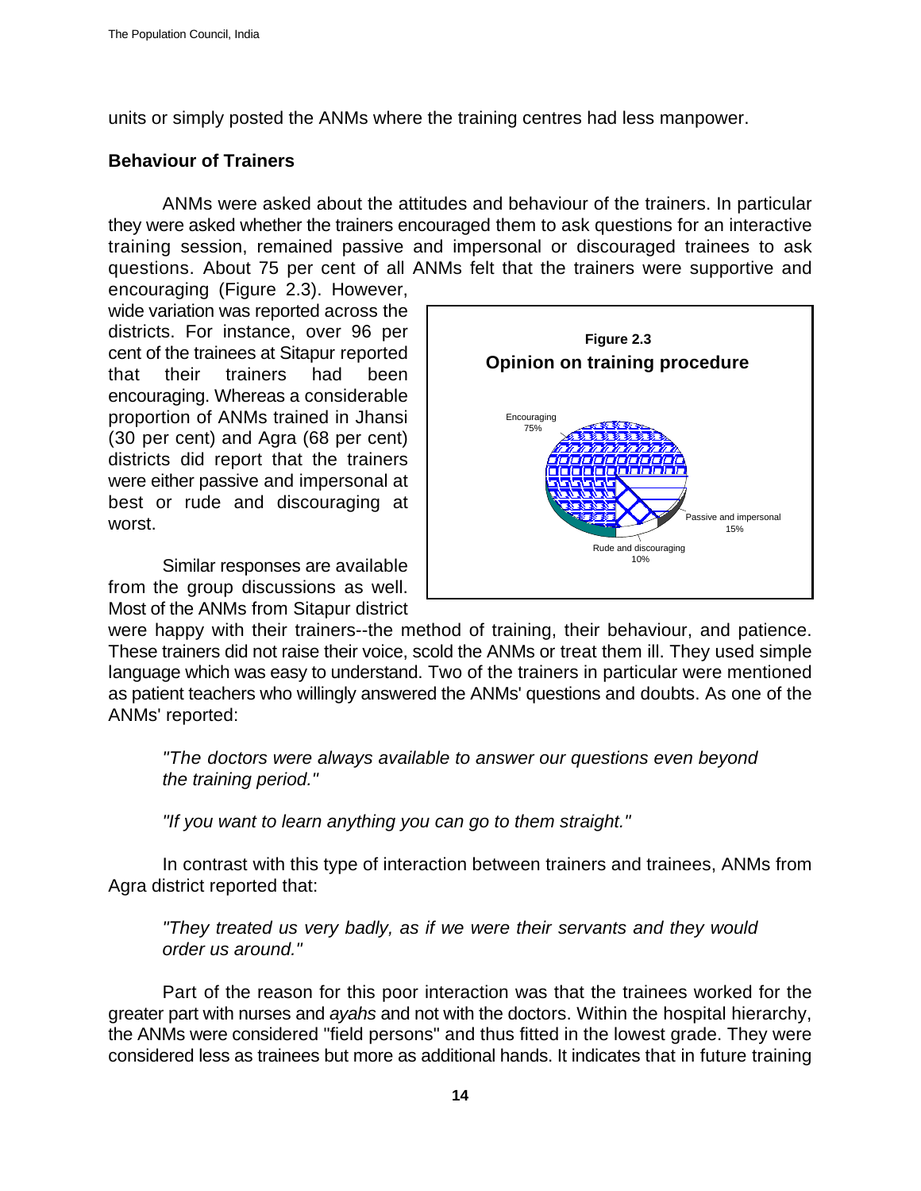units or simply posted the ANMs where the training centres had less manpower.

**Behaviour of Trainers**

ANMs were asked about the attitudes and behaviour of the trainers. In particular they were asked whether the trainers encouraged them to ask questions for an interactive training session, remained passive and impersonal or discouraged trainees to ask questions. About 75 per cent of all ANMs felt that the trainers were supportive and encouraging (Figure 2.3). However, wide variation was reported across the districts. For instance, over 96 per cent of the trainees at Sitapur reported that their trainers had been encouraging. Whereas a considerable proportion of ANMs trained in Jhansi (30 per cent) and Agra (68 per cent) districts did report that the trainers were either passive and impersonal at best or rude and discouraging at worst.

**Figure 2.3**
**Opinion on training procedure**

Encouraging 75%
Passive and impersonal 15%
Rude and discouraging 10%

Similar responses are available from the group discussions as well. Most of the ANMs from Sitapur district were happy with their trainers--the method of training, their behaviour, and patience. These trainers did not raise their voice, scold the ANMs or treat them ill. They used simple language which was easy to understand. Two of the trainers in particular were mentioned as patient teachers who willingly answered the ANMs' questions and doubts. As one of the ANMs' reported:

> *"The doctors were always available to answer our questions even beyond the training period."*
>
> *"If you want to learn anything you can go to them straight."*

In contrast with this type of interaction between trainers and trainees, ANMs from Agra district reported that:

> *"They treated us very badly, as if we were their servants and they would order us around."*

Part of the reason for this poor interaction was that the trainees worked for the greater part with nurses and *ayahs* and not with the doctors. Within the hospital hierarchy, the ANMs were considered "field persons" and thus fitted in the lowest grade. They were considered less as trainees but more as additional hands. It indicates that in future training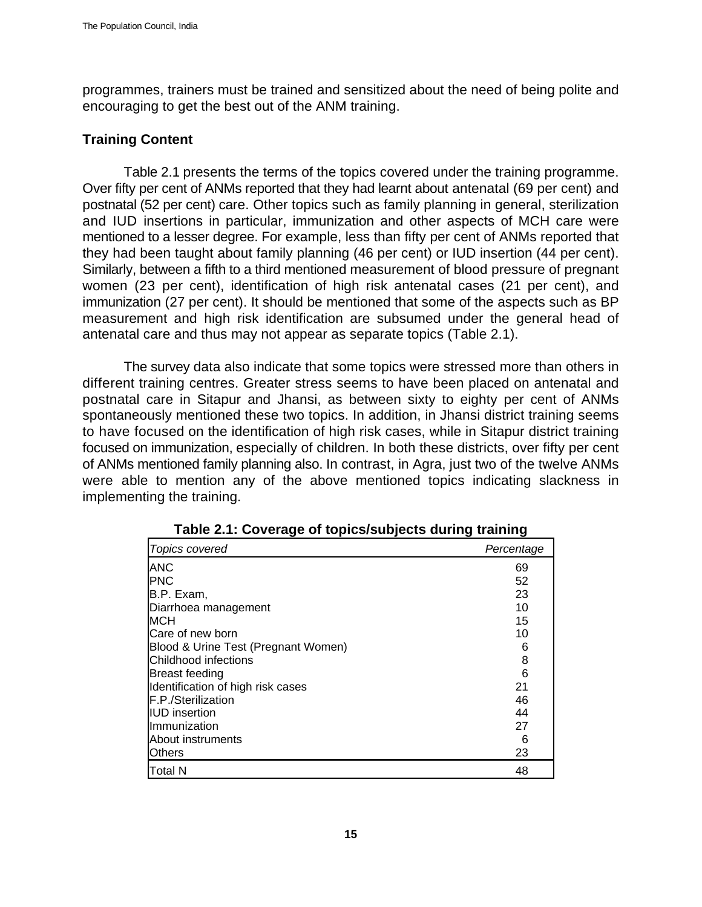programmes, trainers must be trained and sensitized about the need of being polite and encouraging to get the best out of the ANM training.

### Training Content

Table 2.1 presents the terms of the topics covered under the training programme. Over fifty per cent of ANMs reported that they had learnt about antenatal (69 per cent) and postnatal (52 per cent) care. Other topics such as family planning in general, sterilization and IUD insertions in particular, immunization and other aspects of MCH care were mentioned to a lesser degree. For example, less than fifty per cent of ANMs reported that they had been taught about family planning (46 per cent) or IUD insertion (44 per cent). Similarly, between a fifth to a third mentioned measurement of blood pressure of pregnant women (23 per cent), identification of high risk antenatal cases (21 per cent), and immunization (27 per cent). It should be mentioned that some of the aspects such as BP measurement and high risk identification are subsumed under the general head of antenatal care and thus may not appear as separate topics (Table 2.1).

The survey data also indicate that some topics were stressed more than others in different training centres. Greater stress seems to have been placed on antenatal and postnatal care in Sitapur and Jhansi, as between sixty to eighty per cent of ANMs spontaneously mentioned these two topics. In addition, in Jhansi district training seems to have focused on the identification of high risk cases, while in Sitapur district training focused on immunization, especially of children. In both these districts, over fifty per cent of ANMs mentioned family planning also. In contrast, in Agra, just two of the twelve ANMs were able to mention any of the above mentioned topics indicating slackness in implementing the training.

**Table 2.1: Coverage of topics/subjects during training**

| *Topics covered* | *Percentage* |
|---|---|
| ANC | 69 |
| PNC | 52 |
| B.P. Exam, | 23 |
| Diarrhoea management | 10 |
| MCH | 15 |
| Care of new born | 10 |
| Blood & Urine Test (Pregnant Women) | 6 |
| Childhood infections | 8 |
| Breast feeding | 6 |
| Identification of high risk cases | 21 |
| F.P./Sterilization | 46 |
| IUD insertion | 44 |
| Immunization | 27 |
| About instruments | 6 |
| Others | 23 |
| Total N | 48 |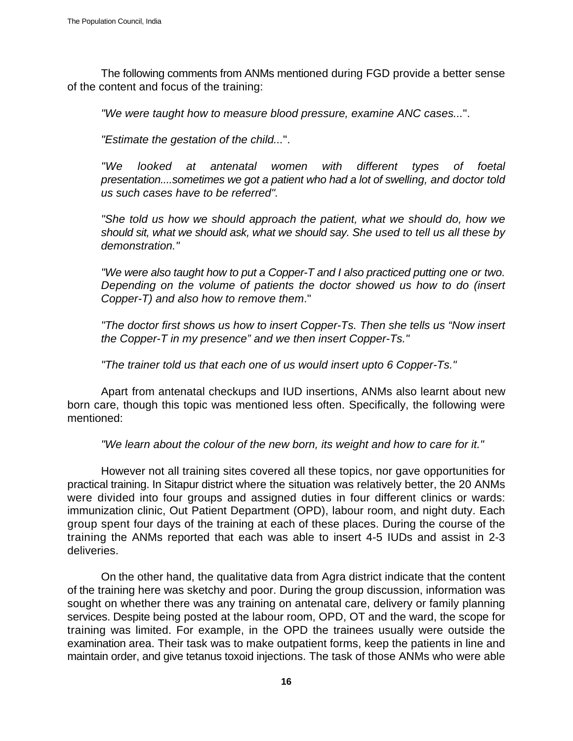The following comments from ANMs mentioned during FGD provide a better sense of the content and focus of the training:

*"We were taught how to measure blood pressure, examine ANC cases..."*.

*"Estimate the gestation of the child..."*.

*"We looked at antenatal women with different types of foetal presentation....sometimes we got a patient who had a lot of swelling, and doctor told us such cases have to be referred".*

*"She told us how we should approach the patient, what we should do, how we should sit, what we should ask, what we should say. She used to tell us all these by demonstration."*

*"We were also taught how to put a Copper-T and I also practiced putting one or two. Depending on the volume of patients the doctor showed us how to do (insert Copper-T) and also how to remove them*."

*"The doctor first shows us how to insert Copper-Ts. Then she tells us "Now insert the Copper-T in my presence" and we then insert Copper-Ts."*

*"The trainer told us that each one of us would insert upto 6 Copper-Ts."*

Apart from antenatal checkups and IUD insertions, ANMs also learnt about new born care, though this topic was mentioned less often. Specifically, the following were mentioned:

*"We learn about the colour of the new born, its weight and how to care for it."*

However not all training sites covered all these topics, nor gave opportunities for practical training. In Sitapur district where the situation was relatively better, the 20 ANMs were divided into four groups and assigned duties in four different clinics or wards: immunization clinic, Out Patient Department (OPD), labour room, and night duty. Each group spent four days of the training at each of these places. During the course of the training the ANMs reported that each was able to insert 4-5 IUDs and assist in 2-3 deliveries.

On the other hand, the qualitative data from Agra district indicate that the content of the training here was sketchy and poor. During the group discussion, information was sought on whether there was any training on antenatal care, delivery or family planning services. Despite being posted at the labour room, OPD, OT and the ward, the scope for training was limited. For example, in the OPD the trainees usually were outside the examination area. Their task was to make outpatient forms, keep the patients in line and maintain order, and give tetanus toxoid injections. The task of those ANMs who were able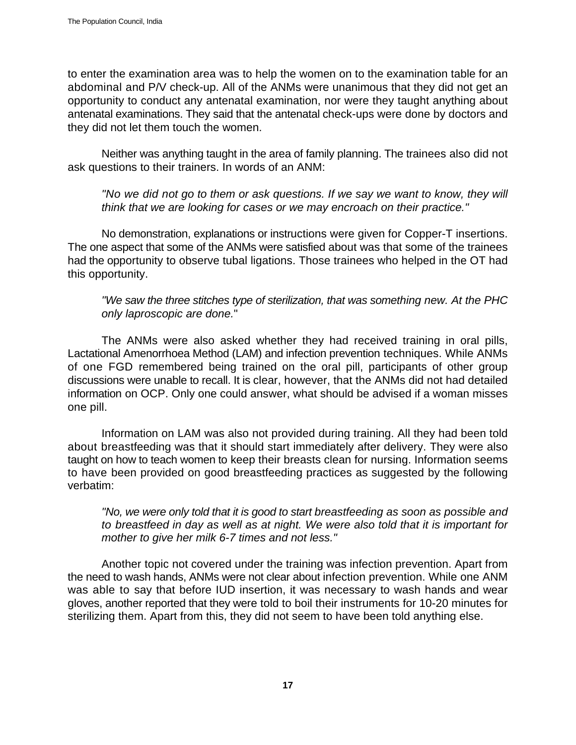to enter the examination area was to help the women on to the examination table for an abdominal and P/V check-up. All of the ANMs were unanimous that they did not get an opportunity to conduct any antenatal examination, nor were they taught anything about antenatal examinations. They said that the antenatal check-ups were done by doctors and they did not let them touch the women.

Neither was anything taught in the area of family planning. The trainees also did not ask questions to their trainers. In words of an ANM:

> *"No we did not go to them or ask questions. If we say we want to know, they will think that we are looking for cases or we may encroach on their practice."*

No demonstration, explanations or instructions were given for Copper-T insertions. The one aspect that some of the ANMs were satisfied about was that some of the trainees had the opportunity to observe tubal ligations. Those trainees who helped in the OT had this opportunity.

> *"We saw the three stitches type of sterilization, that was something new. At the PHC only laproscopic are done."*

The ANMs were also asked whether they had received training in oral pills, Lactational Amenorrhoea Method (LAM) and infection prevention techniques. While ANMs of one FGD remembered being trained on the oral pill, participants of other group discussions were unable to recall. It is clear, however, that the ANMs did not had detailed information on OCP. Only one could answer, what should be advised if a woman misses one pill.

Information on LAM was also not provided during training. All they had been told about breastfeeding was that it should start immediately after delivery. They were also taught on how to teach women to keep their breasts clean for nursing. Information seems to have been provided on good breastfeeding practices as suggested by the following verbatim:

> *"No, we were only told that it is good to start breastfeeding as soon as possible and to breastfeed in day as well as at night. We were also told that it is important for mother to give her milk 6-7 times and not less."*

Another topic not covered under the training was infection prevention. Apart from the need to wash hands, ANMs were not clear about infection prevention. While one ANM was able to say that before IUD insertion, it was necessary to wash hands and wear gloves, another reported that they were told to boil their instruments for 10-20 minutes for sterilizing them. Apart from this, they did not seem to have been told anything else.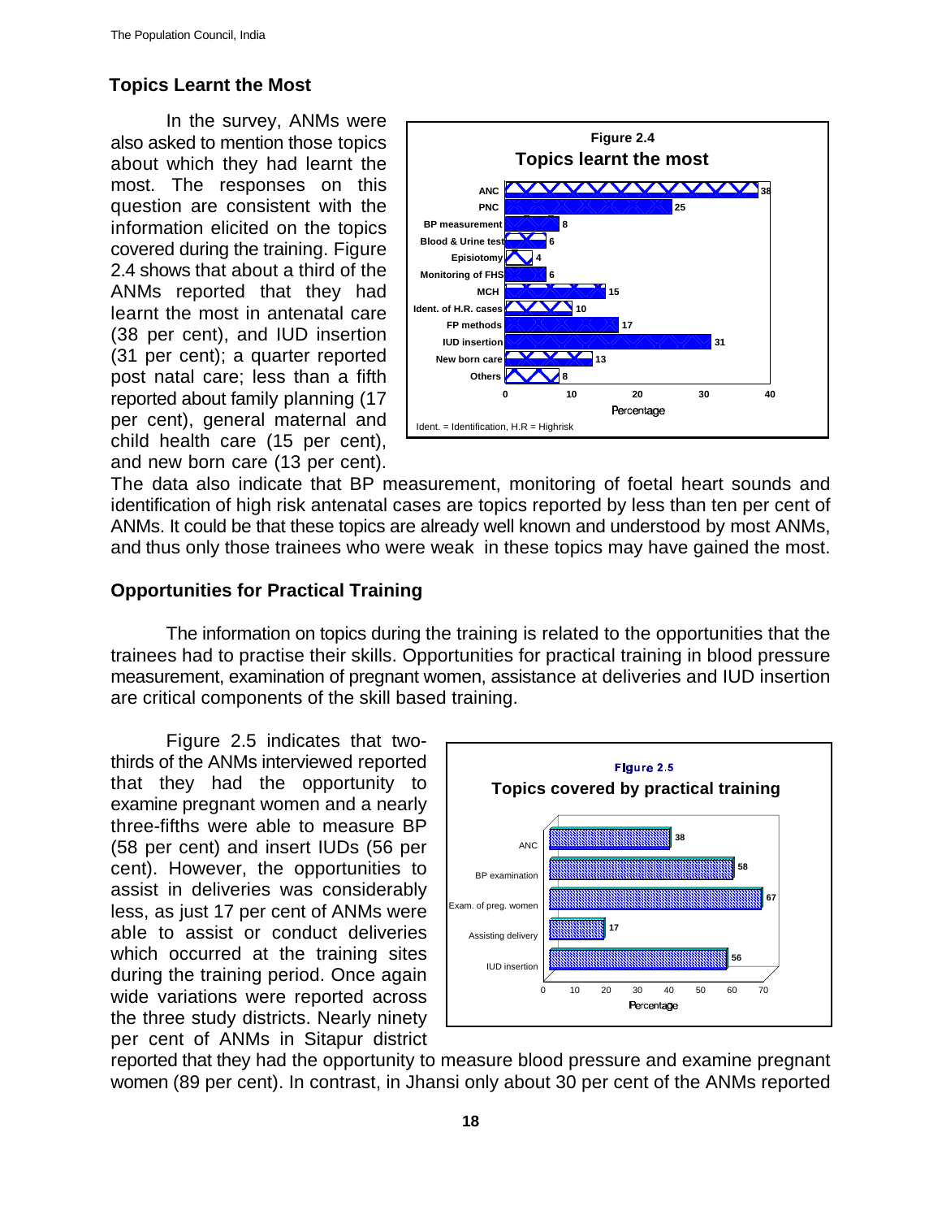### Topics Learnt the Most

In the survey, ANMs were also asked to mention those topics about which they had learnt the most. The responses on this question are consistent with the information elicited on the topics covered during the training. Figure 2.4 shows that about a third of the ANMs reported that they had learnt the most in antenatal care (38 per cent), and IUD insertion (31 per cent); a quarter reported post natal care; less than a fifth reported about family planning (17 per cent), general maternal and child health care (15 per cent), and new born care (13 per cent). The data also indicate that BP measurement, monitoring of foetal heart sounds and identification of high risk antenatal cases are topics reported by less than ten per cent of ANMs. It could be that these topics are already well known and understood by most ANMs, and thus only those trainees who were weak in these topics may have gained the most.

**Figure 2.4**
**Topics learnt the most**

| Topic | Percentage |
|---|---|
| ANC | 38 |
| PNC | 25 |
| BP measurement | 8 |
| Blood & Urine test | 6 |
| Episiotomy | 4 |
| Monitoring of FHS | 6 |
| MCH | 15 |
| Ident. of H.R. cases | 10 |
| FP methods | 17 |
| IUD insertion | 31 |
| New born care | 13 |
| Others | 8 |

Ident. = Identification, H.R = Highrisk

### Opportunities for Practical Training

The information on topics during the training is related to the opportunities that the trainees had to practise their skills. Opportunities for practical training in blood pressure measurement, examination of pregnant women, assistance at deliveries and IUD insertion are critical components of the skill based training.

Figure 2.5 indicates that two-thirds of the ANMs interviewed reported that they had the opportunity to examine pregnant women and a nearly three-fifths were able to measure BP (58 per cent) and insert IUDs (56 per cent). However, the opportunities to assist in deliveries was considerably less, as just 17 per cent of ANMs were able to assist or conduct deliveries which occurred at the training sites during the training period. Once again wide variations were reported across the three study districts. Nearly ninety per cent of ANMs in Sitapur district reported that they had the opportunity to measure blood pressure and examine pregnant women (89 per cent). In contrast, in Jhansi only about 30 per cent of the ANMs reported

**Figure 2.5**
**Topics covered by practical training**

| Topic | Percentage |
|---|---|
| ANC | 38 |
| BP examination | 58 |
| Exam. of preg. women | 67 |
| Assisting delivery | 17 |
| IUD insertion | 56 |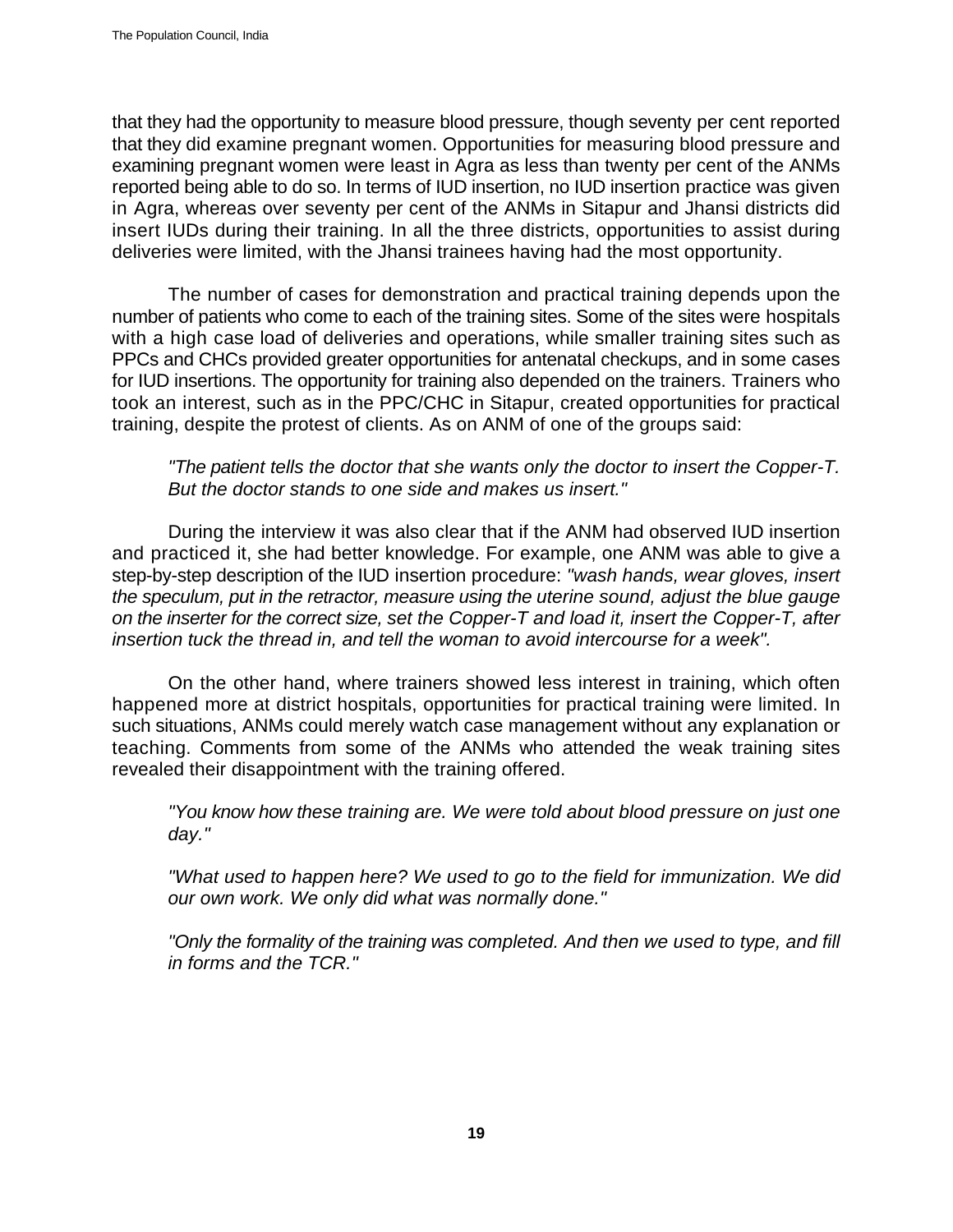that they had the opportunity to measure blood pressure, though seventy per cent reported that they did examine pregnant women. Opportunities for measuring blood pressure and examining pregnant women were least in Agra as less than twenty per cent of the ANMs reported being able to do so. In terms of IUD insertion, no IUD insertion practice was given in Agra, whereas over seventy per cent of the ANMs in Sitapur and Jhansi districts did insert IUDs during their training. In all the three districts, opportunities to assist during deliveries were limited, with the Jhansi trainees having had the most opportunity.

The number of cases for demonstration and practical training depends upon the number of patients who come to each of the training sites. Some of the sites were hospitals with a high case load of deliveries and operations, while smaller training sites such as PPCs and CHCs provided greater opportunities for antenatal checkups, and in some cases for IUD insertions. The opportunity for training also depended on the trainers. Trainers who took an interest, such as in the PPC/CHC in Sitapur, created opportunities for practical training, despite the protest of clients. As on ANM of one of the groups said:

> *"The patient tells the doctor that she wants only the doctor to insert the Copper-T. But the doctor stands to one side and makes us insert."*

During the interview it was also clear that if the ANM had observed IUD insertion and practiced it, she had better knowledge. For example, one ANM was able to give a step-by-step description of the IUD insertion procedure: *"wash hands, wear gloves, insert the speculum, put in the retractor, measure using the uterine sound, adjust the blue gauge on the inserter for the correct size, set the Copper-T and load it, insert the Copper-T, after insertion tuck the thread in, and tell the woman to avoid intercourse for a week".*

On the other hand, where trainers showed less interest in training, which often happened more at district hospitals, opportunities for practical training were limited. In such situations, ANMs could merely watch case management without any explanation or teaching. Comments from some of the ANMs who attended the weak training sites revealed their disappointment with the training offered.

> *"You know how these training are. We were told about blood pressure on just one day."*

> *"What used to happen here? We used to go to the field for immunization. We did our own work. We only did what was normally done."*

> *"Only the formality of the training was completed. And then we used to type, and fill in forms and the TCR."*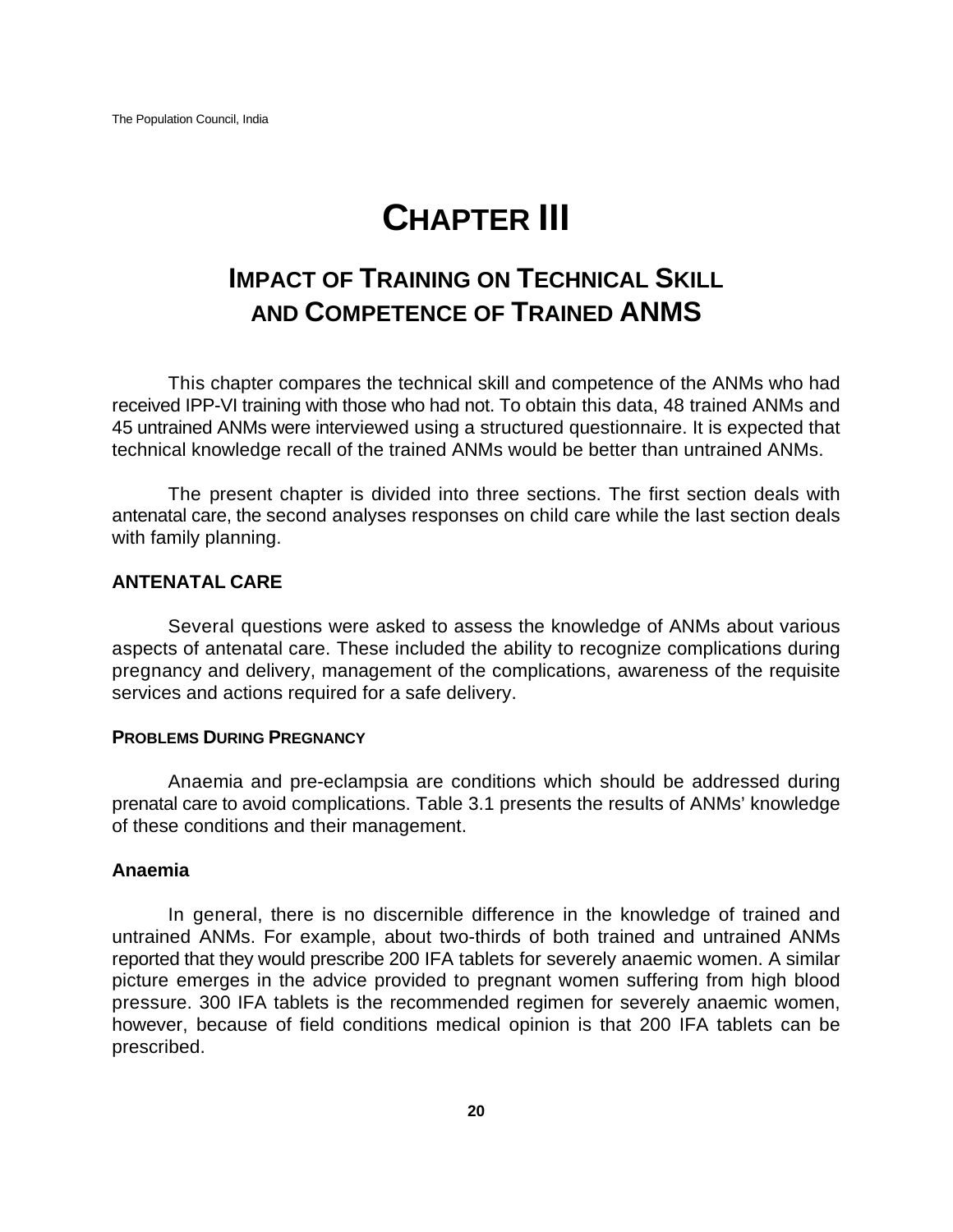# CHAPTER III

## IMPACT OF TRAINING ON TECHNICAL SKILL AND COMPETENCE OF TRAINED ANMS

This chapter compares the technical skill and competence of the ANMs who had received IPP-VI training with those who had not. To obtain this data, 48 trained ANMs and 45 untrained ANMs were interviewed using a structured questionnaire. It is expected that technical knowledge recall of the trained ANMs would be better than untrained ANMs.

The present chapter is divided into three sections. The first section deals with antenatal care, the second analyses responses on child care while the last section deals with family planning.

### ANTENATAL CARE

Several questions were asked to assess the knowledge of ANMs about various aspects of antenatal care. These included the ability to recognize complications during pregnancy and delivery, management of the complications, awareness of the requisite services and actions required for a safe delivery.

#### PROBLEMS DURING PREGNANCY

Anaemia and pre-eclampsia are conditions which should be addressed during prenatal care to avoid complications. Table 3.1 presents the results of ANMs' knowledge of these conditions and their management.

**Anaemia**

In general, there is no discernible difference in the knowledge of trained and untrained ANMs. For example, about two-thirds of both trained and untrained ANMs reported that they would prescribe 200 IFA tablets for severely anaemic women. A similar picture emerges in the advice provided to pregnant women suffering from high blood pressure. 300 IFA tablets is the recommended regimen for severely anaemic women, however, because of field conditions medical opinion is that 200 IFA tablets can be prescribed.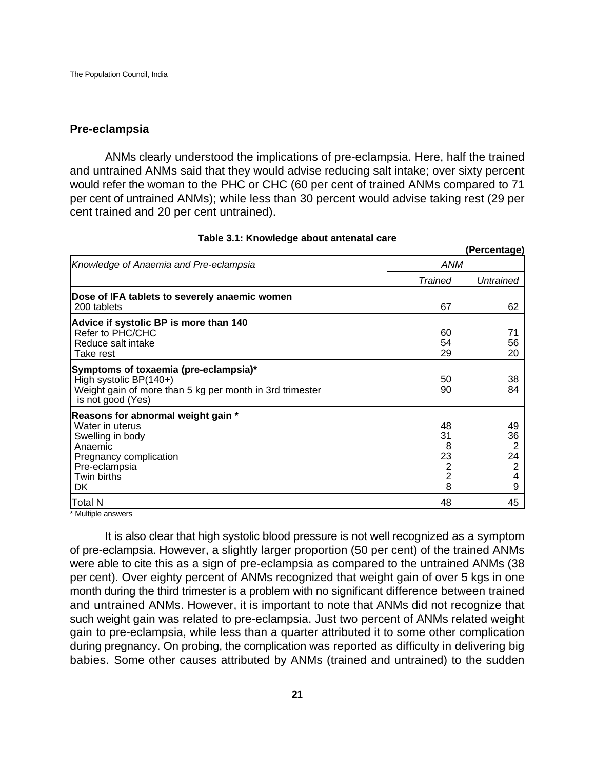## Pre-eclampsia

ANMs clearly understood the implications of pre-eclampsia. Here, half the trained and untrained ANMs said that they would advise reducing salt intake; over sixty percent would refer the woman to the PHC or CHC (60 per cent of trained ANMs compared to 71 per cent of untrained ANMs); while less than 30 percent would advise taking rest (29 per cent trained and 20 per cent untrained).

**Table 3.1: Knowledge about antenatal care**

(Percentage)

| *Knowledge of Anaemia and Pre-eclampsia* | *ANM* | |
|---|---|---|
| | *Trained* | *Untrained* |
| **Dose of IFA tablets to severely anaemic women** | | |
| 200 tablets | 67 | 62 |
| **Advice if systolic BP is more than 140** | | |
| Refer to PHC/CHC | 60 | 71 |
| Reduce salt intake | 54 | 56 |
| Take rest | 29 | 20 |
| **Symptoms of toxaemia (pre-eclampsia)*** | | |
| High systolic BP(140+) | 50 | 38 |
| Weight gain of more than 5 kg per month in 3rd trimester is not good (Yes) | 90 | 84 |
| **Reasons for abnormal weight gain *** | | |
| Water in uterus | 48 | 49 |
| Swelling in body | 31 | 36 |
| Anaemic | 8 | 2 |
| Pregnancy complication | 23 | 24 |
| Pre-eclampsia | 2 | 2 |
| Twin births | 2 | 4 |
| DK | 8 | 9 |
| Total N | 48 | 45 |

* Multiple answers

It is also clear that high systolic blood pressure is not well recognized as a symptom of pre-eclampsia. However, a slightly larger proportion (50 per cent) of the trained ANMs were able to cite this as a sign of pre-eclampsia as compared to the untrained ANMs (38 per cent). Over eighty percent of ANMs recognized that weight gain of over 5 kgs in one month during the third trimester is a problem with no significant difference between trained and untrained ANMs. However, it is important to note that ANMs did not recognize that such weight gain was related to pre-eclampsia. Just two percent of ANMs related weight gain to pre-eclampsia, while less than a quarter attributed it to some other complication during pregnancy. On probing, the complication was reported as difficulty in delivering big babies. Some other causes attributed by ANMs (trained and untrained) to the sudden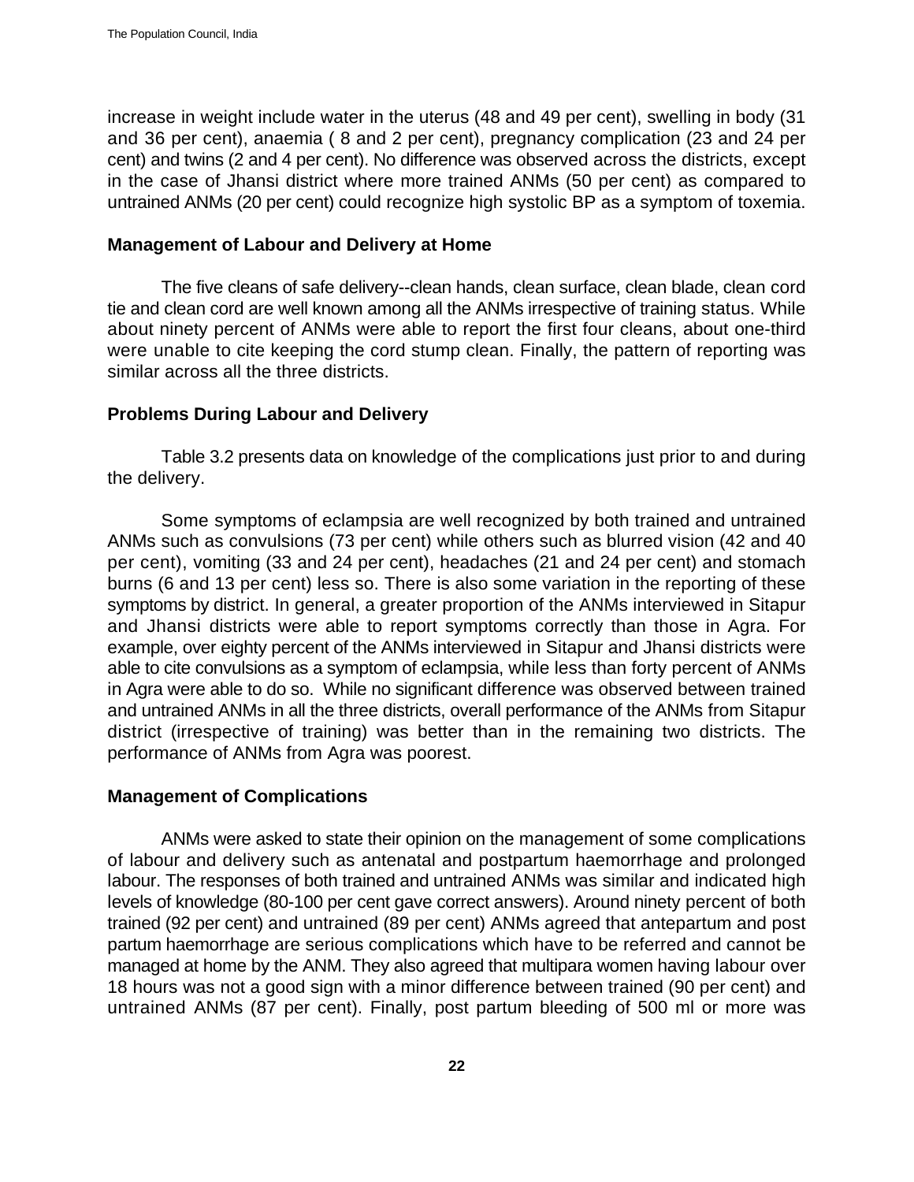increase in weight include water in the uterus (48 and 49 per cent), swelling in body (31 and 36 per cent), anaemia ( 8 and 2 per cent), pregnancy complication (23 and 24 per cent) and twins (2 and 4 per cent). No difference was observed across the districts, except in the case of Jhansi district where more trained ANMs (50 per cent) as compared to untrained ANMs (20 per cent) could recognize high systolic BP as a symptom of toxemia.

### Management of Labour and Delivery at Home

The five cleans of safe delivery--clean hands, clean surface, clean blade, clean cord tie and clean cord are well known among all the ANMs irrespective of training status. While about ninety percent of ANMs were able to report the first four cleans, about one-third were unable to cite keeping the cord stump clean. Finally, the pattern of reporting was similar across all the three districts.

### Problems During Labour and Delivery

Table 3.2 presents data on knowledge of the complications just prior to and during the delivery.

Some symptoms of eclampsia are well recognized by both trained and untrained ANMs such as convulsions (73 per cent) while others such as blurred vision (42 and 40 per cent), vomiting (33 and 24 per cent), headaches (21 and 24 per cent) and stomach burns (6 and 13 per cent) less so. There is also some variation in the reporting of these symptoms by district. In general, a greater proportion of the ANMs interviewed in Sitapur and Jhansi districts were able to report symptoms correctly than those in Agra. For example, over eighty percent of the ANMs interviewed in Sitapur and Jhansi districts were able to cite convulsions as a symptom of eclampsia, while less than forty percent of ANMs in Agra were able to do so. While no significant difference was observed between trained and untrained ANMs in all the three districts, overall performance of the ANMs from Sitapur district (irrespective of training) was better than in the remaining two districts. The performance of ANMs from Agra was poorest.

### Management of Complications

ANMs were asked to state their opinion on the management of some complications of labour and delivery such as antenatal and postpartum haemorrhage and prolonged labour. The responses of both trained and untrained ANMs was similar and indicated high levels of knowledge (80-100 per cent gave correct answers). Around ninety percent of both trained (92 per cent) and untrained (89 per cent) ANMs agreed that antepartum and post partum haemorrhage are serious complications which have to be referred and cannot be managed at home by the ANM. They also agreed that multipara women having labour over 18 hours was not a good sign with a minor difference between trained (90 per cent) and untrained ANMs (87 per cent). Finally, post partum bleeding of 500 ml or more was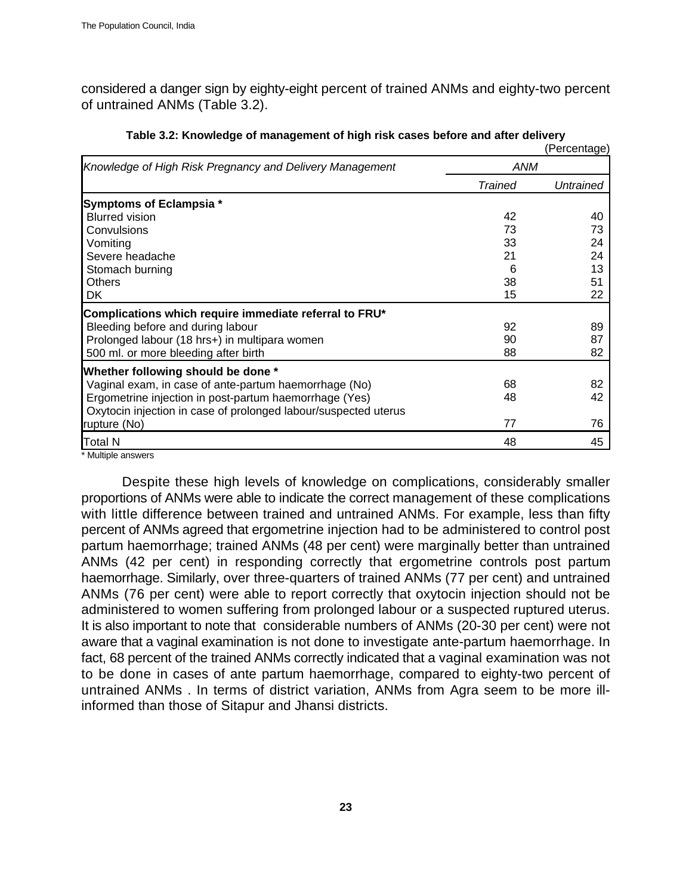considered a danger sign by eighty-eight percent of trained ANMs and eighty-two percent of untrained ANMs (Table 3.2).

**Table 3.2: Knowledge of management of high risk cases before and after delivery**

(Percentage)

| *Knowledge of High Risk Pregnancy and Delivery Management* | *ANM* | |
|---|---|---|
| | *Trained* | *Untrained* |
| **Symptoms of Eclampsia *** | | |
| Blurred vision | 42 | 40 |
| Convulsions | 73 | 73 |
| Vomiting | 33 | 24 |
| Severe headache | 21 | 24 |
| Stomach burning | 6 | 13 |
| Others | 38 | 51 |
| DK | 15 | 22 |
| **Complications which require immediate referral to FRU*** | | |
| Bleeding before and during labour | 92 | 89 |
| Prolonged labour (18 hrs+) in multipara women | 90 | 87 |
| 500 ml. or more bleeding after birth | 88 | 82 |
| **Whether following should be done *** | | |
| Vaginal exam, in case of ante-partum haemorrhage (No) | 68 | 82 |
| Ergometrine injection in post-partum haemorrhage (Yes) | 48 | 42 |
| Oxytocin injection in case of prolonged labour/suspected uterus rupture (No) | 77 | 76 |
| Total N | 48 | 45 |

* Multiple answers

Despite these high levels of knowledge on complications, considerably smaller proportions of ANMs were able to indicate the correct management of these complications with little difference between trained and untrained ANMs. For example, less than fifty percent of ANMs agreed that ergometrine injection had to be administered to control post partum haemorrhage; trained ANMs (48 per cent) were marginally better than untrained ANMs (42 per cent) in responding correctly that ergometrine controls post partum haemorrhage. Similarly, over three-quarters of trained ANMs (77 per cent) and untrained ANMs (76 per cent) were able to report correctly that oxytocin injection should not be administered to women suffering from prolonged labour or a suspected ruptured uterus. It is also important to note that considerable numbers of ANMs (20-30 per cent) were not aware that a vaginal examination is not done to investigate ante-partum haemorrhage. In fact, 68 percent of the trained ANMs correctly indicated that a vaginal examination was not to be done in cases of ante partum haemorrhage, compared to eighty-two percent of untrained ANMs . In terms of district variation, ANMs from Agra seem to be more ill-informed than those of Sitapur and Jhansi districts.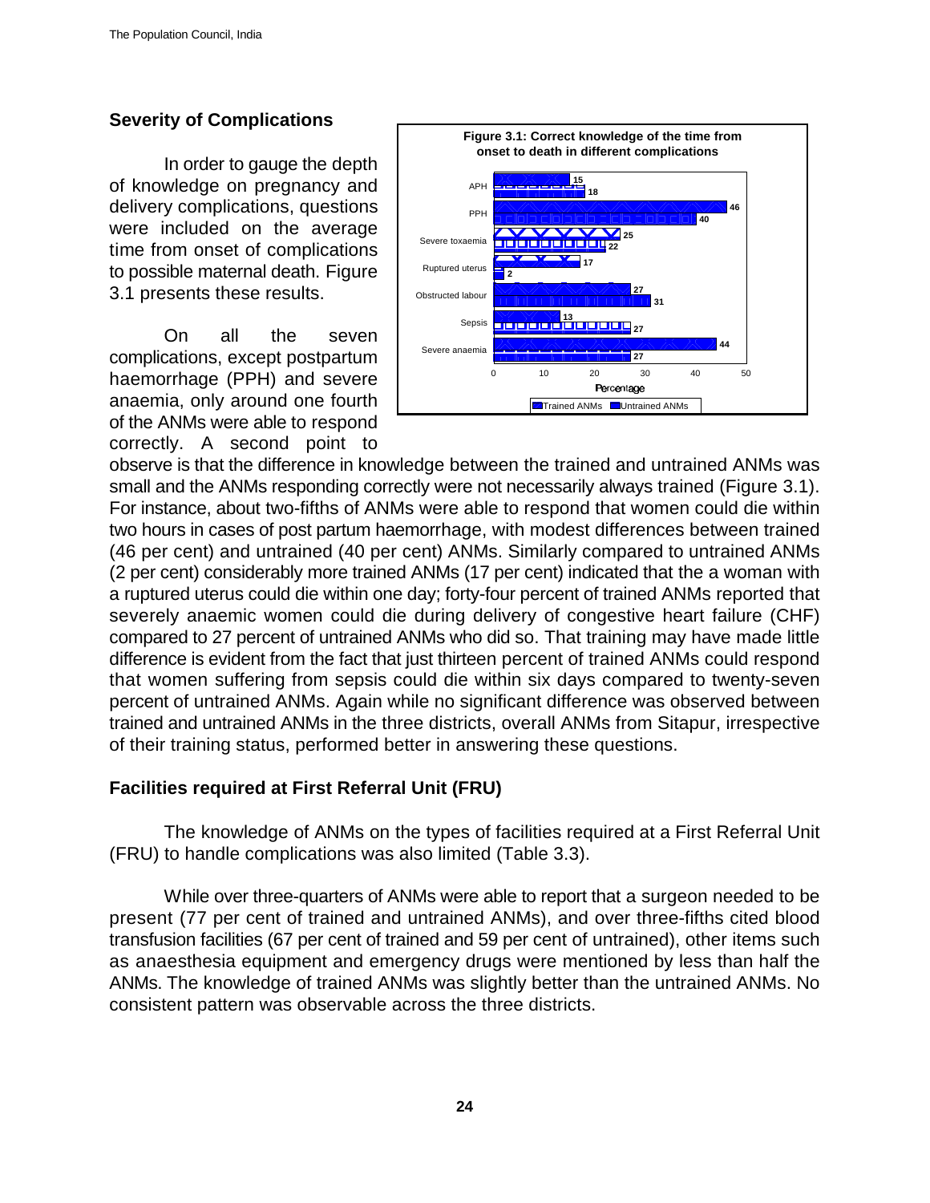## Severity of Complications

In order to gauge the depth of knowledge on pregnancy and delivery complications, questions were included on the average time from onset of complications to possible maternal death. Figure 3.1 presents these results.

**Figure 3.1: Correct knowledge of the time from onset to death in different complications**

| Complication | Trained ANMs | Untrained ANMs |
|---|---|---|
| APH | 15 | 18 |
| PPH | 46 | 40 |
| Severe toxaemia | 25 | 22 |
| Ruptured uterus | 17 | 2 |
| Obstructed labour | 27 | 31 |
| Sepsis | 13 | 27 |
| Severe anaemia | 44 | 27 |

On all the seven complications, except postpartum haemorrhage (PPH) and severe anaemia, only around one fourth of the ANMs were able to respond correctly. A second point to observe is that the difference in knowledge between the trained and untrained ANMs was small and the ANMs responding correctly were not necessarily always trained (Figure 3.1). For instance, about two-fifths of ANMs were able to respond that women could die within two hours in cases of post partum haemorrhage, with modest differences between trained (46 per cent) and untrained (40 per cent) ANMs. Similarly compared to untrained ANMs (2 per cent) considerably more trained ANMs (17 per cent) indicated that the a woman with a ruptured uterus could die within one day; forty-four percent of trained ANMs reported that severely anaemic women could die during delivery of congestive heart failure (CHF) compared to 27 percent of untrained ANMs who did so. That training may have made little difference is evident from the fact that just thirteen percent of trained ANMs could respond that women suffering from sepsis could die within six days compared to twenty-seven percent of untrained ANMs. Again while no significant difference was observed between trained and untrained ANMs in the three districts, overall ANMs from Sitapur, irrespective of their training status, performed better in answering these questions.

## Facilities required at First Referral Unit (FRU)

The knowledge of ANMs on the types of facilities required at a First Referral Unit (FRU) to handle complications was also limited (Table 3.3).

While over three-quarters of ANMs were able to report that a surgeon needed to be present (77 per cent of trained and untrained ANMs), and over three-fifths cited blood transfusion facilities (67 per cent of trained and 59 per cent of untrained), other items such as anaesthesia equipment and emergency drugs were mentioned by less than half the ANMs. The knowledge of trained ANMs was slightly better than the untrained ANMs. No consistent pattern was observable across the three districts.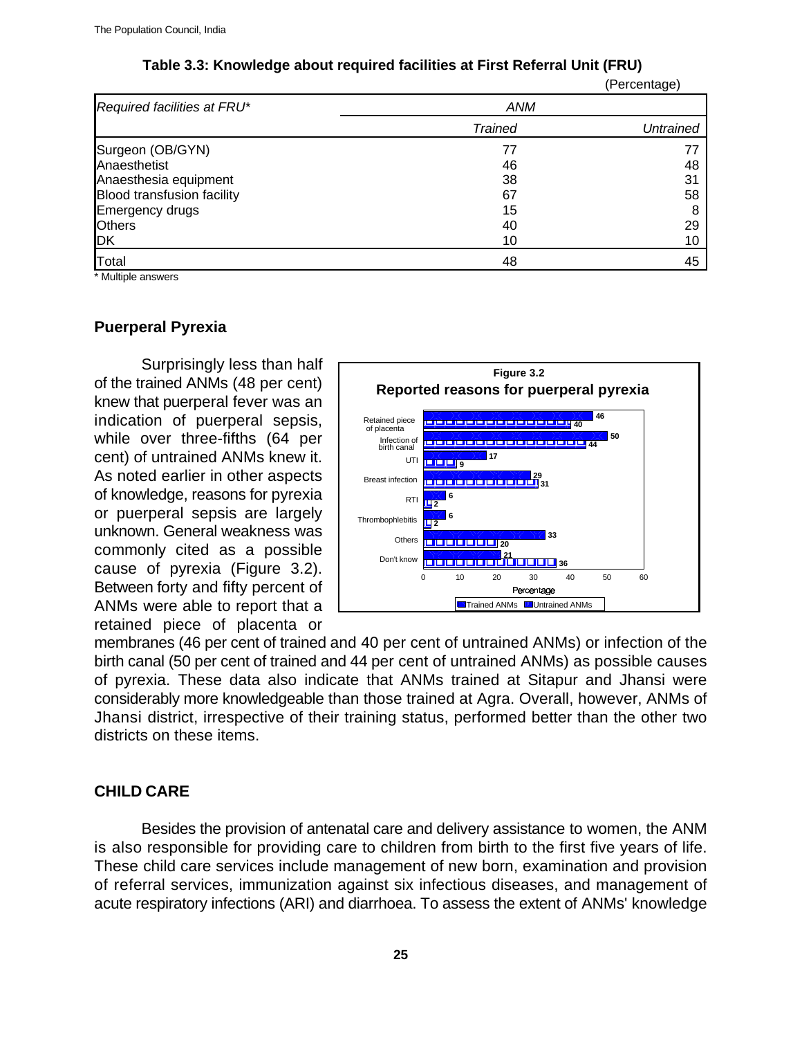**Table 3.3: Knowledge about required facilities at First Referral Unit (FRU)**

(Percentage)

| *Required facilities at FRU** | *ANM* | |
|---|---|---|
| | *Trained* | *Untrained* |
| Surgeon (OB/GYN) | 77 | 77 |
| Anaesthetist | 46 | 48 |
| Anaesthesia equipment | 38 | 31 |
| Blood transfusion facility | 67 | 58 |
| Emergency drugs | 15 | 8 |
| Others | 40 | 29 |
| DK | 10 | 10 |
| Total | 48 | 45 |

\* Multiple answers

## Puerperal Pyrexia

Surprisingly less than half of the trained ANMs (48 per cent) knew that puerperal fever was an indication of puerperal sepsis, while over three-fifths (64 per cent) of untrained ANMs knew it. As noted earlier in other aspects of knowledge, reasons for pyrexia or puerperal sepsis are largely unknown. General weakness was commonly cited as a possible cause of pyrexia (Figure 3.2). Between forty and fifty percent of ANMs were able to report that a retained piece of placenta or membranes (46 per cent of trained and 40 per cent of untrained ANMs) or infection of the birth canal (50 per cent of trained and 44 per cent of untrained ANMs) as possible causes of pyrexia. These data also indicate that ANMs trained at Sitapur and Jhansi were considerably more knowledgeable than those trained at Agra. Overall, however, ANMs of Jhansi district, irrespective of their training status, performed better than the other two districts on these items.

**Figure 3.2**
**Reported reasons for puerperal pyrexia**

| Reason | Trained ANMs | Untrained ANMs |
|---|---|---|
| Retained piece of placenta | 46 | 40 |
| Infection of birth canal | 50 | 44 |
| UTI | 17 | 9 |
| Breast infection | 29 | 31 |
| RTI | 6 | 2 |
| Thrombophlebitis | 6 | 2 |
| Others | 33 | 20 |
| Don't know | 21 | 36 |

Percentage

## CHILD CARE

Besides the provision of antenatal care and delivery assistance to women, the ANM is also responsible for providing care to children from birth to the first five years of life. These child care services include management of new born, examination and provision of referral services, immunization against six infectious diseases, and management of acute respiratory infections (ARI) and diarrhoea. To assess the extent of ANMs' knowledge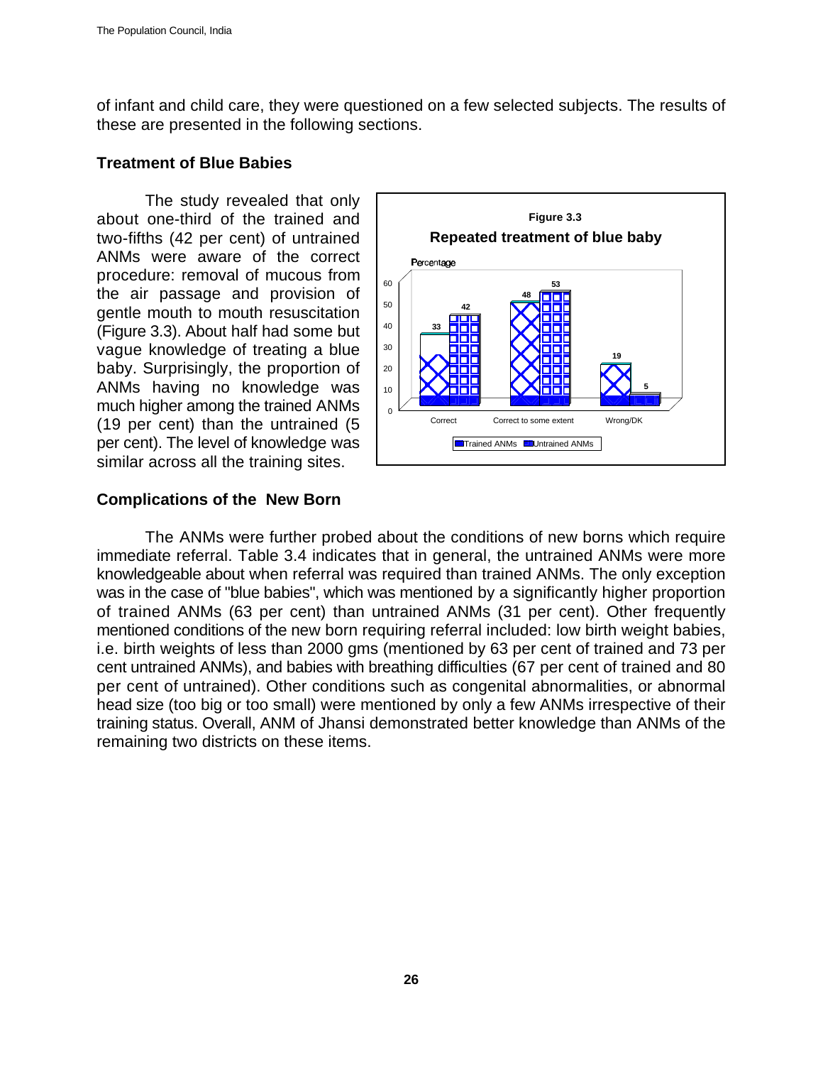of infant and child care, they were questioned on a few selected subjects. The results of these are presented in the following sections.

### Treatment of Blue Babies

The study revealed that only about one-third of the trained and two-fifths (42 per cent) of untrained ANMs were aware of the correct procedure: removal of mucous from the air passage and provision of gentle mouth to mouth resuscitation (Figure 3.3). About half had some but vague knowledge of treating a blue baby. Surprisingly, the proportion of ANMs having no knowledge was much higher among the trained ANMs (19 per cent) than the untrained (5 per cent). The level of knowledge was similar across all the training sites.

**Figure 3.3**
**Repeated treatment of blue baby**

| Percentage | Trained ANMs | Untrained ANMs |
|---|---|---|
| Correct | 33 | 42 |
| Correct to some extent | 48 | 53 |
| Wrong/DK | 19 | 5 |

### Complications of the New Born

The ANMs were further probed about the conditions of new borns which require immediate referral. Table 3.4 indicates that in general, the untrained ANMs were more knowledgeable about when referral was required than trained ANMs. The only exception was in the case of "blue babies", which was mentioned by a significantly higher proportion of trained ANMs (63 per cent) than untrained ANMs (31 per cent). Other frequently mentioned conditions of the new born requiring referral included: low birth weight babies, i.e. birth weights of less than 2000 gms (mentioned by 63 per cent of trained and 73 per cent untrained ANMs), and babies with breathing difficulties (67 per cent of trained and 80 per cent of untrained). Other conditions such as congenital abnormalities, or abnormal head size (too big or too small) were mentioned by only a few ANMs irrespective of their training status. Overall, ANM of Jhansi demonstrated better knowledge than ANMs of the remaining two districts on these items.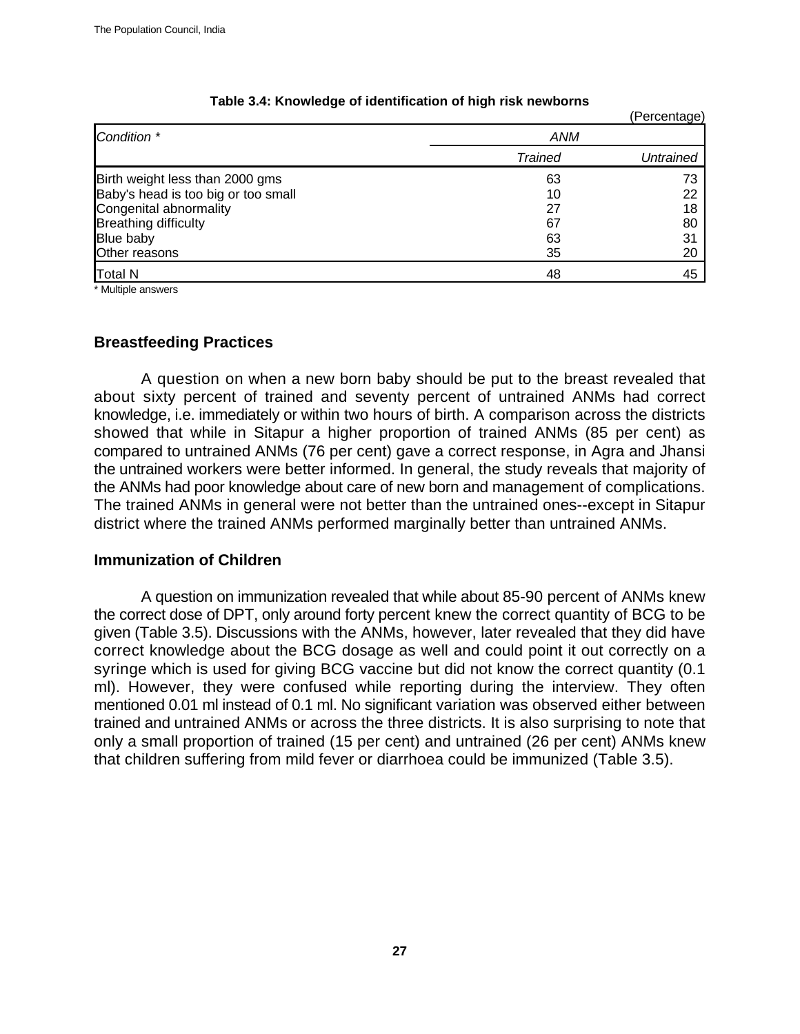**Table 3.4: Knowledge of identification of high risk newborns**

(Percentage)

| *Condition \** | *ANM* | |
|---|---|---|
| | *Trained* | *Untrained* |
| Birth weight less than 2000 gms | 63 | 73 |
| Baby's head is too big or too small | 10 | 22 |
| Congenital abnormality | 27 | 18 |
| Breathing difficulty | 67 | 80 |
| Blue baby | 63 | 31 |
| Other reasons | 35 | 20 |
| Total N | 48 | 45 |

\* Multiple answers

## Breastfeeding Practices

A question on when a new born baby should be put to the breast revealed that about sixty percent of trained and seventy percent of untrained ANMs had correct knowledge, i.e. immediately or within two hours of birth. A comparison across the districts showed that while in Sitapur a higher proportion of trained ANMs (85 per cent) as compared to untrained ANMs (76 per cent) gave a correct response, in Agra and Jhansi the untrained workers were better informed. In general, the study reveals that majority of the ANMs had poor knowledge about care of new born and management of complications. The trained ANMs in general were not better than the untrained ones--except in Sitapur district where the trained ANMs performed marginally better than untrained ANMs.

## Immunization of Children

A question on immunization revealed that while about 85-90 percent of ANMs knew the correct dose of DPT, only around forty percent knew the correct quantity of BCG to be given (Table 3.5). Discussions with the ANMs, however, later revealed that they did have correct knowledge about the BCG dosage as well and could point it out correctly on a syringe which is used for giving BCG vaccine but did not know the correct quantity (0.1 ml). However, they were confused while reporting during the interview. They often mentioned 0.01 ml instead of 0.1 ml. No significant variation was observed either between trained and untrained ANMs or across the three districts. It is also surprising to note that only a small proportion of trained (15 per cent) and untrained (26 per cent) ANMs knew that children suffering from mild fever or diarrhoea could be immunized (Table 3.5).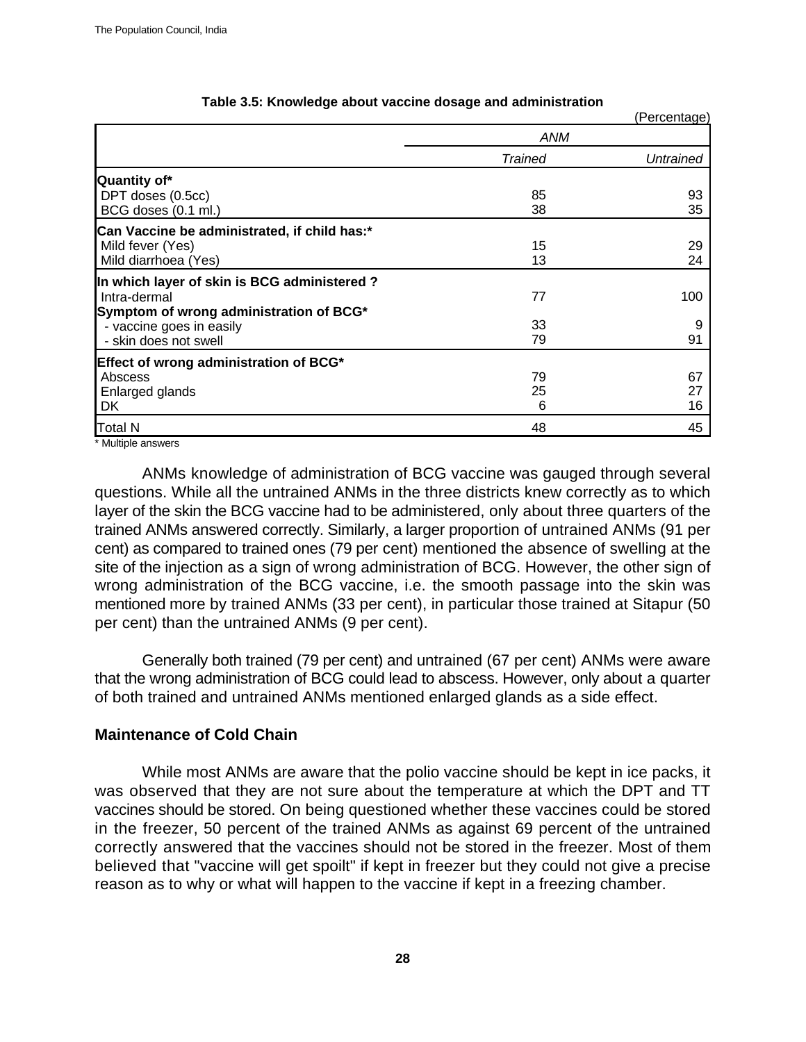**Table 3.5: Knowledge about vaccine dosage and administration**

(Percentage)

| | ANM | |
|---|---|---|
| | *Trained* | *Untrained* |
| **Quantity of*** | | |
| DPT doses (0.5cc) | 85 | 93 |
| BCG doses (0.1 ml.) | 38 | 35 |
| **Can Vaccine be administrated, if child has:*** | | |
| Mild fever (Yes) | 15 | 29 |
| Mild diarrhoea (Yes) | 13 | 24 |
| **In which layer of skin is BCG administered ?** | | |
| Intra-dermal | 77 | 100 |
| **Symptom of wrong administration of BCG*** | | |
| - vaccine goes in easily | 33 | 9 |
| - skin does not swell | 79 | 91 |
| **Effect of wrong administration of BCG*** | | |
| Abscess | 79 | 67 |
| Enlarged glands | 25 | 27 |
| DK | 6 | 16 |
| Total N | 48 | 45 |

\* Multiple answers

ANMs knowledge of administration of BCG vaccine was gauged through several questions. While all the untrained ANMs in the three districts knew correctly as to which layer of the skin the BCG vaccine had to be administered, only about three quarters of the trained ANMs answered correctly. Similarly, a larger proportion of untrained ANMs (91 per cent) as compared to trained ones (79 per cent) mentioned the absence of swelling at the site of the injection as a sign of wrong administration of BCG. However, the other sign of wrong administration of the BCG vaccine, i.e. the smooth passage into the skin was mentioned more by trained ANMs (33 per cent), in particular those trained at Sitapur (50 per cent) than the untrained ANMs (9 per cent).

Generally both trained (79 per cent) and untrained (67 per cent) ANMs were aware that the wrong administration of BCG could lead to abscess. However, only about a quarter of both trained and untrained ANMs mentioned enlarged glands as a side effect.

### Maintenance of Cold Chain

While most ANMs are aware that the polio vaccine should be kept in ice packs, it was observed that they are not sure about the temperature at which the DPT and TT vaccines should be stored. On being questioned whether these vaccines could be stored in the freezer, 50 percent of the trained ANMs as against 69 percent of the untrained correctly answered that the vaccines should not be stored in the freezer. Most of them believed that "vaccine will get spoilt" if kept in freezer but they could not give a precise reason as to why or what will happen to the vaccine if kept in a freezing chamber.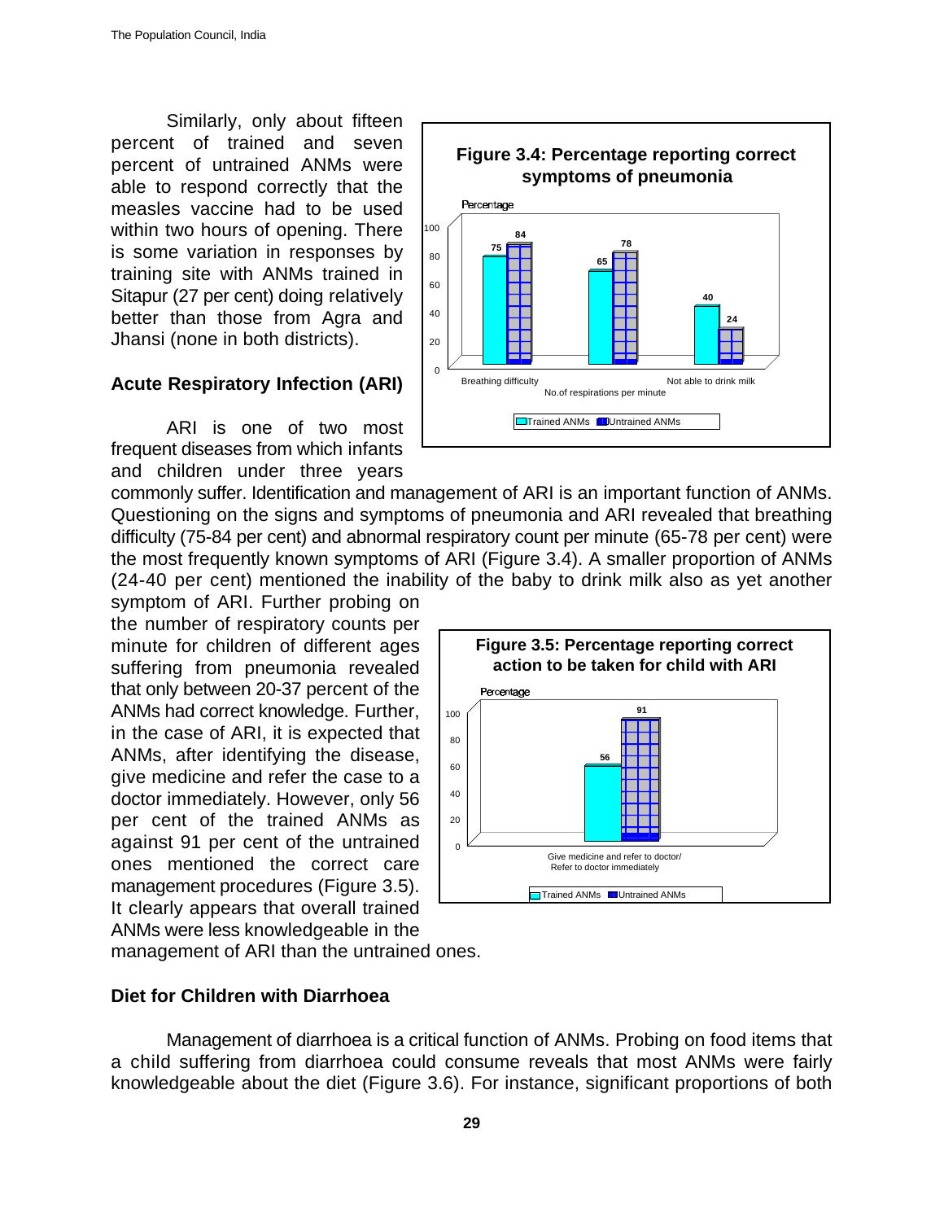Similarly, only about fifteen percent of trained and seven percent of untrained ANMs were able to respond correctly that the measles vaccine had to be used within two hours of opening. There is some variation in responses by training site with ANMs trained in Sitapur (27 per cent) doing relatively better than those from Agra and Jhansi (none in both districts).

**Figure 3.4: Percentage reporting correct symptoms of pneumonia**

| | Trained ANMs | Untrained ANMs |
|---|---|---|
| Breathing difficulty | 75 | 84 |
| No.of respirations per minute | 65 | 78 |
| Not able to drink milk | 40 | 24 |

## Acute Respiratory Infection (ARI)

ARI is one of two most frequent diseases from which infants and children under three years commonly suffer. Identification and management of ARI is an important function of ANMs. Questioning on the signs and symptoms of pneumonia and ARI revealed that breathing difficulty (75-84 per cent) and abnormal respiratory count per minute (65-78 per cent) were the most frequently known symptoms of ARI (Figure 3.4). A smaller proportion of ANMs (24-40 per cent) mentioned the inability of the baby to drink milk also as yet another symptom of ARI. Further probing on the number of respiratory counts per minute for children of different ages suffering from pneumonia revealed that only between 20-37 percent of the ANMs had correct knowledge. Further, in the case of ARI, it is expected that ANMs, after identifying the disease, give medicine and refer the case to a doctor immediately. However, only 56 per cent of the trained ANMs as against 91 per cent of the untrained ones mentioned the correct care management procedures (Figure 3.5). It clearly appears that overall trained ANMs were less knowledgeable in the management of ARI than the untrained ones.

**Figure 3.5: Percentage reporting correct action to be taken for child with ARI**

| | Trained ANMs | Untrained ANMs |
|---|---|---|
| Give medicine and refer to doctor/ Refer to doctor immediately | 56 | 91 |

## Diet for Children with Diarrhoea

Management of diarrhoea is a critical function of ANMs. Probing on food items that a child suffering from diarrhoea could consume reveals that most ANMs were fairly knowledgeable about the diet (Figure 3.6). For instance, significant proportions of both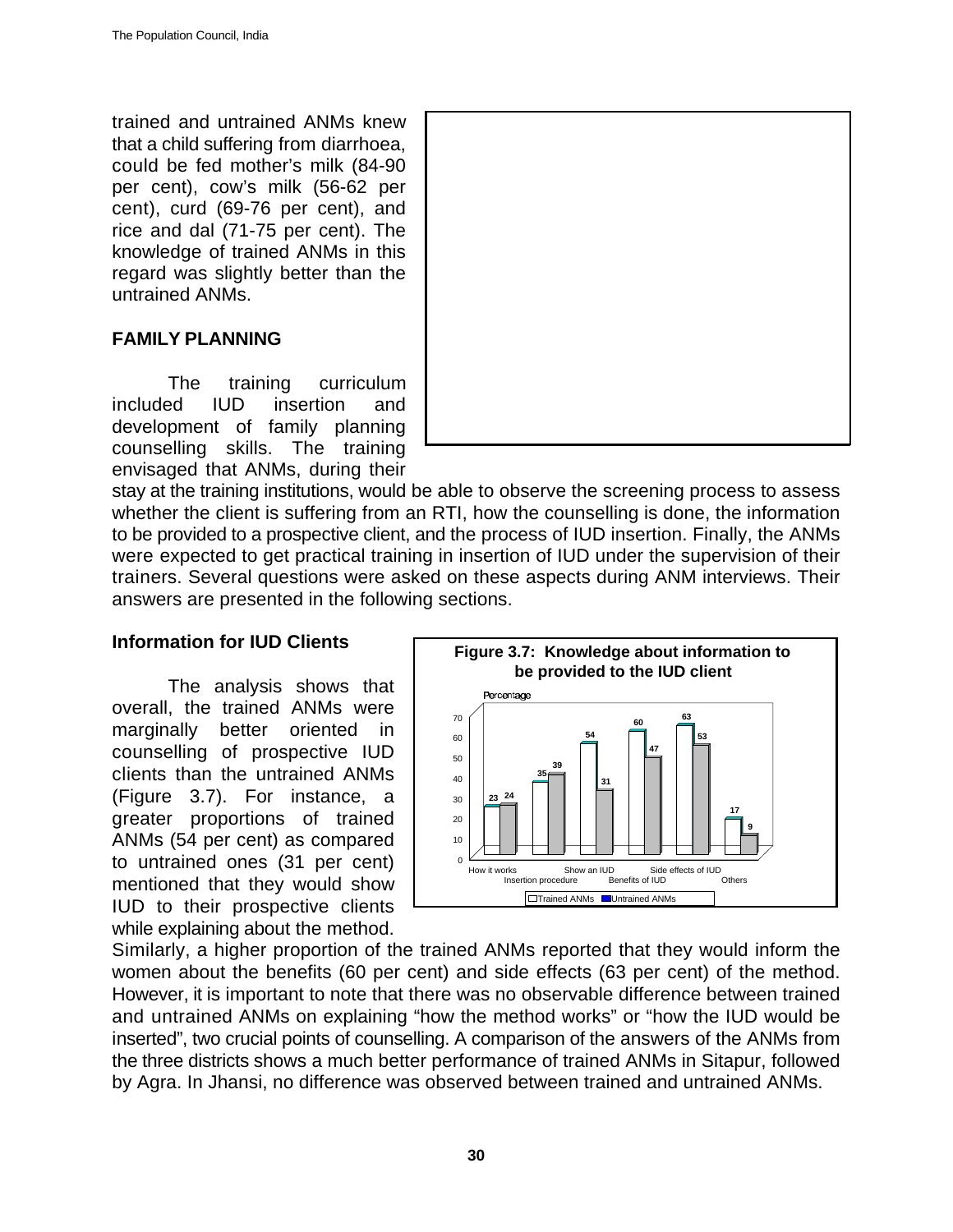trained and untrained ANMs knew that a child suffering from diarrhoea, could be fed mother's milk (84-90 per cent), cow's milk (56-62 per cent), curd (69-76 per cent), and rice and dal (71-75 per cent). The knowledge of trained ANMs in this regard was slightly better than the untrained ANMs.

## FAMILY PLANNING

The training curriculum included IUD insertion and development of family planning counselling skills. The training envisaged that ANMs, during their stay at the training institutions, would be able to observe the screening process to assess whether the client is suffering from an RTI, how the counselling is done, the information to be provided to a prospective client, and the process of IUD insertion. Finally, the ANMs were expected to get practical training in insertion of IUD under the supervision of their trainers. Several questions were asked on these aspects during ANM interviews. Their answers are presented in the following sections.

### Information for IUD Clients

The analysis shows that overall, the trained ANMs were marginally better oriented in counselling of prospective IUD clients than the untrained ANMs (Figure 3.7). For instance, a greater proportions of trained ANMs (54 per cent) as compared to untrained ones (31 per cent) mentioned that they would show IUD to their prospective clients while explaining about the method.

**Figure 3.7: Knowledge about information to be provided to the IUD client**

Percentage

| | Trained ANMs | Untrained ANMs |
|---|---|---|
| How it works | 23 | 24 |
| Insertion procedure | 35 | 39 |
| Show an IUD | 54 | 31 |
| Benefits of IUD | 60 | 47 |
| Side effects of IUD | 63 | 53 |
| Others | 17 | 9 |

Similarly, a higher proportion of the trained ANMs reported that they would inform the women about the benefits (60 per cent) and side effects (63 per cent) of the method. However, it is important to note that there was no observable difference between trained and untrained ANMs on explaining "how the method works" or "how the IUD would be inserted", two crucial points of counselling. A comparison of the answers of the ANMs from the three districts shows a much better performance of trained ANMs in Sitapur, followed by Agra. In Jhansi, no difference was observed between trained and untrained ANMs.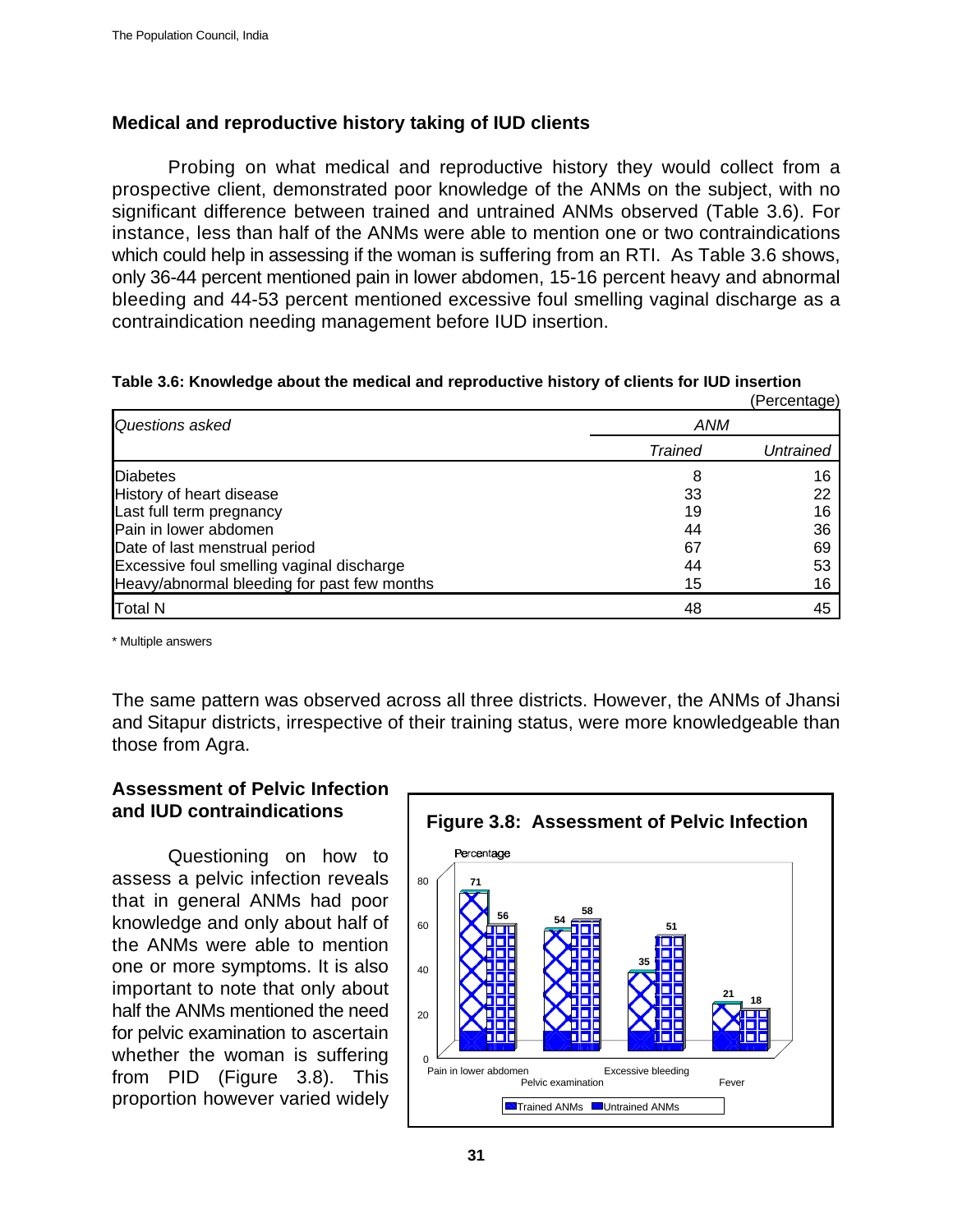## Medical and reproductive history taking of IUD clients

Probing on what medical and reproductive history they would collect from a prospective client, demonstrated poor knowledge of the ANMs on the subject, with no significant difference between trained and untrained ANMs observed (Table 3.6). For instance, less than half of the ANMs were able to mention one or two contraindications which could help in assessing if the woman is suffering from an RTI. As Table 3.6 shows, only 36-44 percent mentioned pain in lower abdomen, 15-16 percent heavy and abnormal bleeding and 44-53 percent mentioned excessive foul smelling vaginal discharge as a contraindication needing management before IUD insertion.

**Table 3.6: Knowledge about the medical and reproductive history of clients for IUD insertion**

(Percentage)

| *Questions asked* | *ANM* | |
|---|---|---|
| | *Trained* | *Untrained* |
| Diabetes | 8 | 16 |
| History of heart disease | 33 | 22 |
| Last full term pregnancy | 19 | 16 |
| Pain in lower abdomen | 44 | 36 |
| Date of last menstrual period | 67 | 69 |
| Excessive foul smelling vaginal discharge | 44 | 53 |
| Heavy/abnormal bleeding for past few months | 15 | 16 |
| Total N | 48 | 45 |

\* Multiple answers

The same pattern was observed across all three districts. However, the ANMs of Jhansi and Sitapur districts, irrespective of their training status, were more knowledgeable than those from Agra.

## Assessment of Pelvic Infection and IUD contraindications

Questioning on how to assess a pelvic infection reveals that in general ANMs had poor knowledge and only about half of the ANMs were able to mention one or more symptoms. It is also important to note that only about half the ANMs mentioned the need for pelvic examination to ascertain whether the woman is suffering from PID (Figure 3.8). This proportion however varied widely

**Figure 3.8: Assessment of Pelvic Infection**

| Percentage | Trained ANMs | Untrained ANMs |
|---|---|---|
| Pain in lower abdomen | 71 | 56 |
| Pelvic examination | 54 | 58 |
| Excessive bleeding | 35 | 51 |
| Fever | 21 | 18 |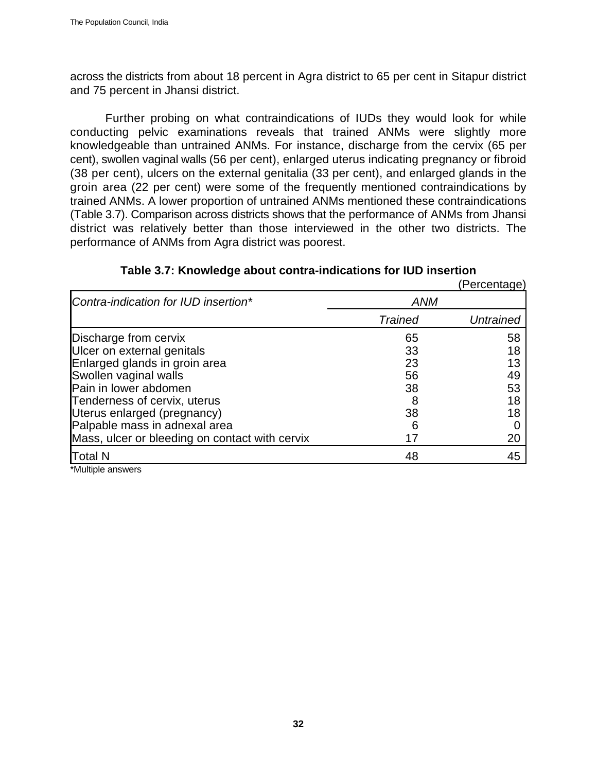across the districts from about 18 percent in Agra district to 65 per cent in Sitapur district and 75 percent in Jhansi district.

Further probing on what contraindications of IUDs they would look for while conducting pelvic examinations reveals that trained ANMs were slightly more knowledgeable than untrained ANMs. For instance, discharge from the cervix (65 per cent), swollen vaginal walls (56 per cent), enlarged uterus indicating pregnancy or fibroid (38 per cent), ulcers on the external genitalia (33 per cent), and enlarged glands in the groin area (22 per cent) were some of the frequently mentioned contraindications by trained ANMs. A lower proportion of untrained ANMs mentioned these contraindications (Table 3.7). Comparison across districts shows that the performance of ANMs from Jhansi district was relatively better than those interviewed in the other two districts. The performance of ANMs from Agra district was poorest.

**Table 3.7: Knowledge about contra-indications for IUD insertion**

(Percentage)

| *Contra-indication for IUD insertion** | *ANM* | |
|---|---|---|
| | *Trained* | *Untrained* |
| Discharge from cervix | 65 | 58 |
| Ulcer on external genitals | 33 | 18 |
| Enlarged glands in groin area | 23 | 13 |
| Swollen vaginal walls | 56 | 49 |
| Pain in lower abdomen | 38 | 53 |
| Tenderness of cervix, uterus | 8 | 18 |
| Uterus enlarged (pregnancy) | 38 | 18 |
| Palpable mass in adnexal area | 6 | 0 |
| Mass, ulcer or bleeding on contact with cervix | 17 | 20 |
| Total N | 48 | 45 |

*Multiple answers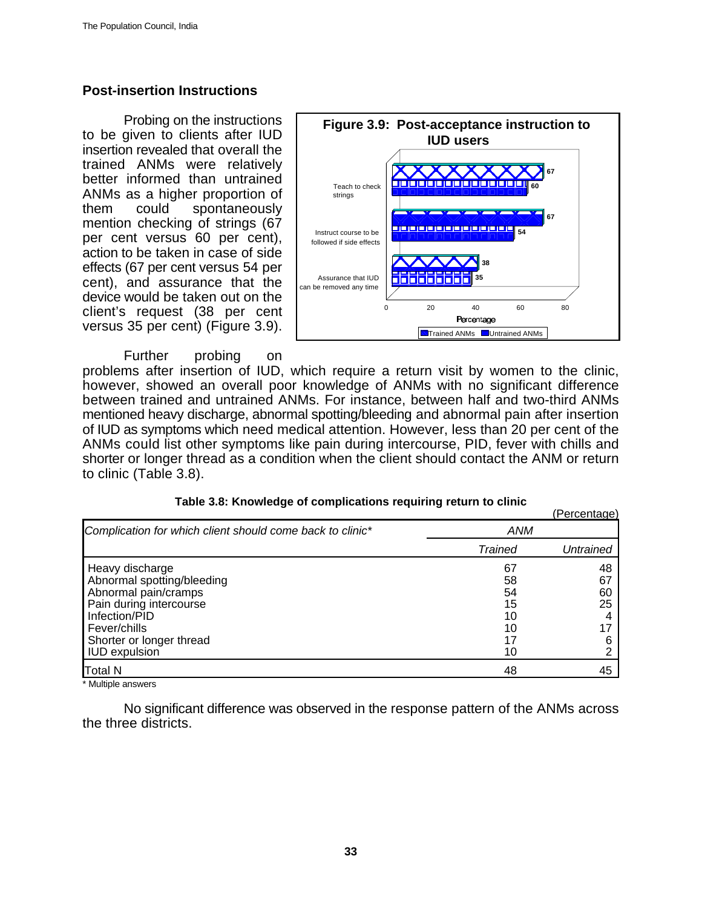## Post-insertion Instructions

Probing on the instructions to be given to clients after IUD insertion revealed that overall the trained ANMs were relatively better informed than untrained ANMs as a higher proportion of them could spontaneously mention checking of strings (67 per cent versus 60 per cent), action to be taken in case of side effects (67 per cent versus 54 per cent), and assurance that the device would be taken out on the client's request (38 per cent versus 35 per cent) (Figure 3.9).

**Figure 3.9: Post-acceptance instruction to IUD users**

| | Trained ANMs | Untrained ANMs |
|---|---|---|
| Teach to check strings | 67 | 60 |
| Instruct course to be followed if side effects | 67 | 54 |
| Assurance that IUD can be removed any time | 38 | 35 |

Further probing on problems after insertion of IUD, which require a return visit by women to the clinic, however, showed an overall poor knowledge of ANMs with no significant difference between trained and untrained ANMs. For instance, between half and two-third ANMs mentioned heavy discharge, abnormal spotting/bleeding and abnormal pain after insertion of IUD as symptoms which need medical attention. However, less than 20 per cent of the ANMs could list other symptoms like pain during intercourse, PID, fever with chills and shorter or longer thread as a condition when the client should contact the ANM or return to clinic (Table 3.8).

**Table 3.8: Knowledge of complications requiring return to clinic**

(Percentage)

| *Complication for which client should come back to clinic** | *ANM* | |
|---|---|---|
| | *Trained* | *Untrained* |
| Heavy discharge | 67 | 48 |
| Abnormal spotting/bleeding | 58 | 67 |
| Abnormal pain/cramps | 54 | 60 |
| Pain during intercourse | 15 | 25 |
| Infection/PID | 10 | 4 |
| Fever/chills | 10 | 17 |
| Shorter or longer thread | 17 | 6 |
| IUD expulsion | 10 | 2 |
| Total N | 48 | 45 |

* Multiple answers

No significant difference was observed in the response pattern of the ANMs across the three districts.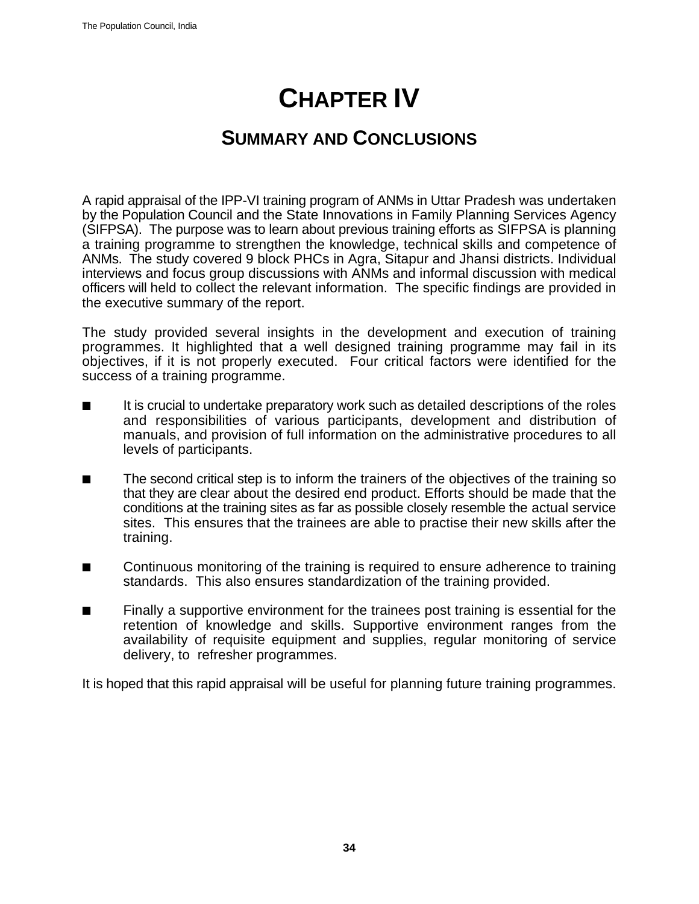# CHAPTER IV

## SUMMARY AND CONCLUSIONS

A rapid appraisal of the IPP-VI training program of ANMs in Uttar Pradesh was undertaken by the Population Council and the State Innovations in Family Planning Services Agency (SIFPSA). The purpose was to learn about previous training efforts as SIFPSA is planning a training programme to strengthen the knowledge, technical skills and competence of ANMs. The study covered 9 block PHCs in Agra, Sitapur and Jhansi districts. Individual interviews and focus group discussions with ANMs and informal discussion with medical officers will held to collect the relevant information. The specific findings are provided in the executive summary of the report.

The study provided several insights in the development and execution of training programmes. It highlighted that a well designed training programme may fail in its objectives, if it is not properly executed. Four critical factors were identified for the success of a training programme.

- It is crucial to undertake preparatory work such as detailed descriptions of the roles and responsibilities of various participants, development and distribution of manuals, and provision of full information on the administrative procedures to all levels of participants.

- The second critical step is to inform the trainers of the objectives of the training so that they are clear about the desired end product. Efforts should be made that the conditions at the training sites as far as possible closely resemble the actual service sites. This ensures that the trainees are able to practise their new skills after the training.

- Continuous monitoring of the training is required to ensure adherence to training standards. This also ensures standardization of the training provided.

- Finally a supportive environment for the trainees post training is essential for the retention of knowledge and skills. Supportive environment ranges from the availability of requisite equipment and supplies, regular monitoring of service delivery, to refresher programmes.

It is hoped that this rapid appraisal will be useful for planning future training programmes.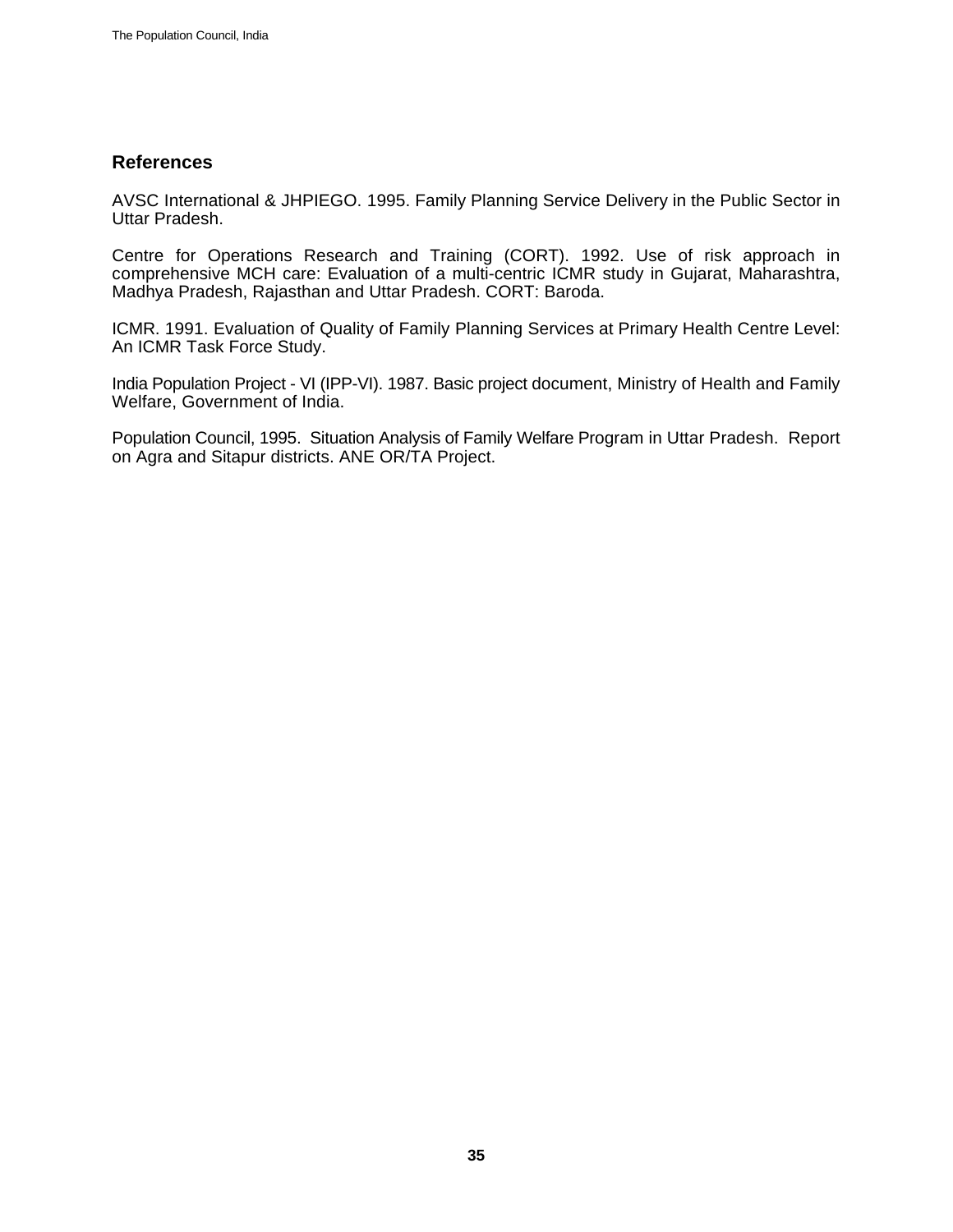## References

AVSC International & JHPIEGO. 1995. Family Planning Service Delivery in the Public Sector in Uttar Pradesh.

Centre for Operations Research and Training (CORT). 1992. Use of risk approach in comprehensive MCH care: Evaluation of a multi-centric ICMR study in Gujarat, Maharashtra, Madhya Pradesh, Rajasthan and Uttar Pradesh. CORT: Baroda.

ICMR. 1991. Evaluation of Quality of Family Planning Services at Primary Health Centre Level: An ICMR Task Force Study.

India Population Project - VI (IPP-VI). 1987. Basic project document, Ministry of Health and Family Welfare, Government of India.

Population Council, 1995. Situation Analysis of Family Welfare Program in Uttar Pradesh. Report on Agra and Sitapur districts. ANE OR/TA Project.